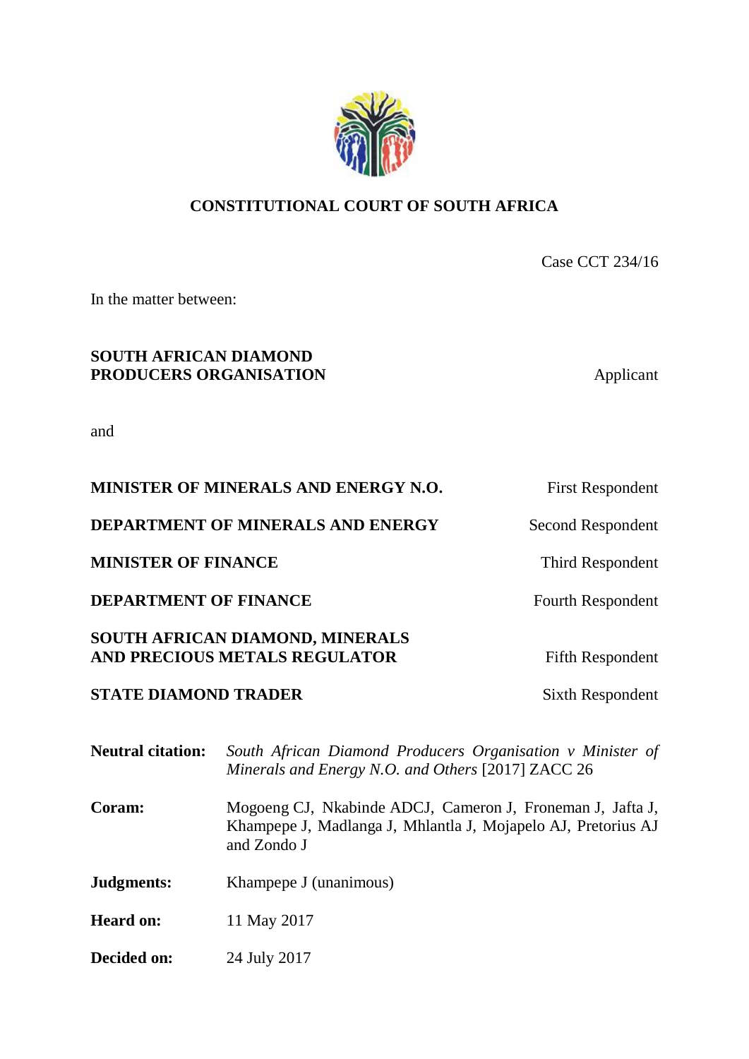**CONSTITUTIONAL COURT OF SOUTH AFRICA**

Case CCT 234/16

In the matter between:

| | |
|---|---|
| **SOUTH AFRICAN DIAMOND PRODUCERS ORGANISATION** | Applicant |

and

| | |
|---|---|
| **MINISTER OF MINERALS AND ENERGY N.O.** | First Respondent |
| **DEPARTMENT OF MINERALS AND ENERGY** | Second Respondent |
| **MINISTER OF FINANCE** | Third Respondent |
| **DEPARTMENT OF FINANCE** | Fourth Respondent |
| **SOUTH AFRICAN DIAMOND, MINERALS AND PRECIOUS METALS REGULATOR** | Fifth Respondent |
| **STATE DIAMOND TRADER** | Sixth Respondent |

**Neutral citation:** *South African Diamond Producers Organisation v Minister of Minerals and Energy N.O. and Others* [2017] ZACC 26

**Coram:** Mogoeng CJ, Nkabinde ADCJ, Cameron J, Froneman J, Jafta J, Khampepe J, Madlanga J, Mhlantla J, Mojapelo AJ, Pretorius AJ and Zondo J

**Judgments:** Khampepe J (unanimous)

**Heard on:** 11 May 2017

**Decided on:** 24 July 2017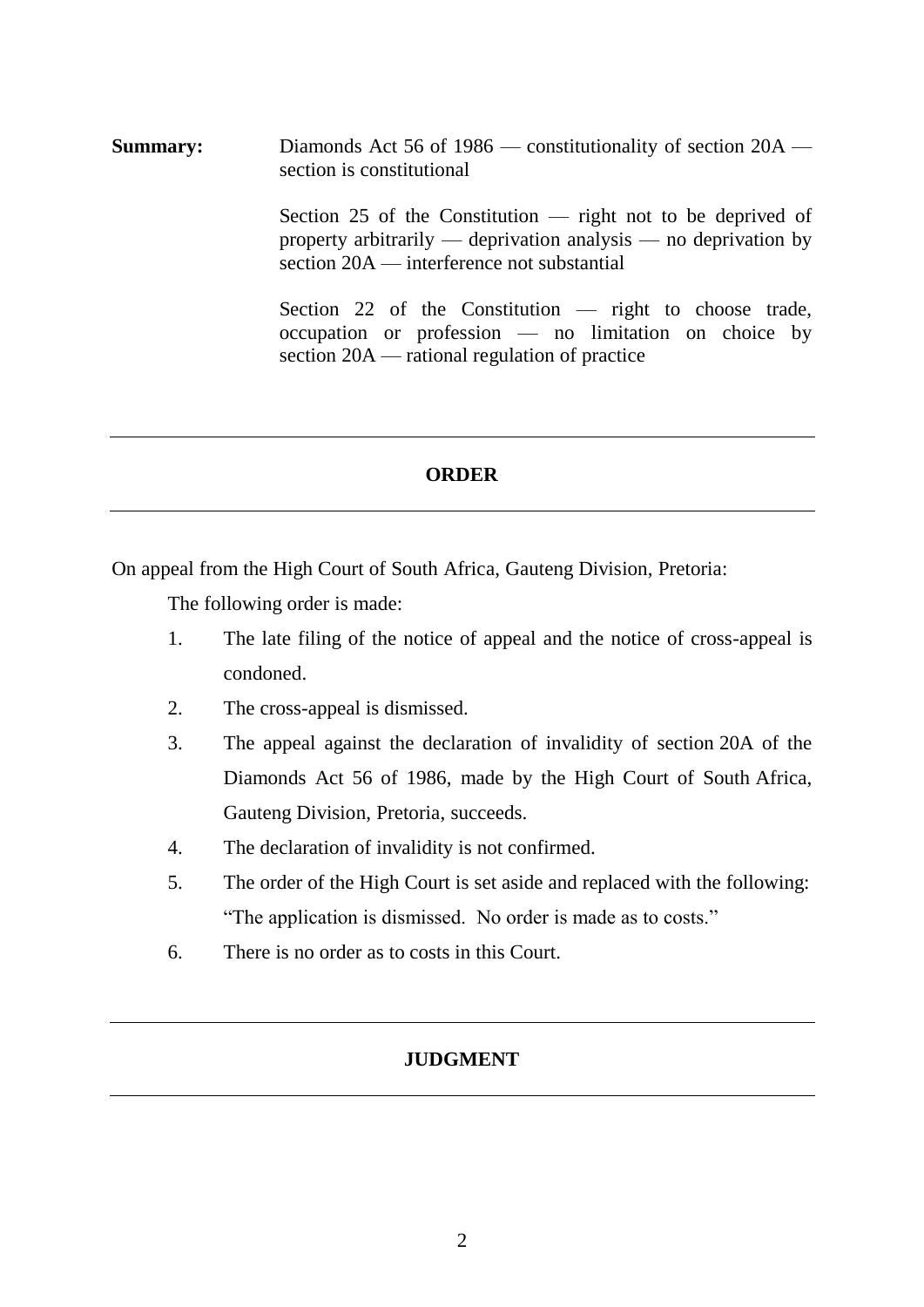**Summary:** Diamonds Act 56 of 1986 — constitutionality of section 20A — section is constitutional

Section 25 of the Constitution — right not to be deprived of property arbitrarily — deprivation analysis — no deprivation by section 20A — interference not substantial

Section 22 of the Constitution — right to choose trade, occupation or profession — no limitation on choice by section 20A — rational regulation of practice

---

## ORDER

---

On appeal from the High Court of South Africa, Gauteng Division, Pretoria:

The following order is made:

1. The late filing of the notice of appeal and the notice of cross-appeal is condoned.
2. The cross-appeal is dismissed.
3. The appeal against the declaration of invalidity of section 20A of the Diamonds Act 56 of 1986, made by the High Court of South Africa, Gauteng Division, Pretoria, succeeds.
4. The declaration of invalidity is not confirmed.
5. The order of the High Court is set aside and replaced with the following: "The application is dismissed. No order is made as to costs."
6. There is no order as to costs in this Court.

---

## JUDGMENT

---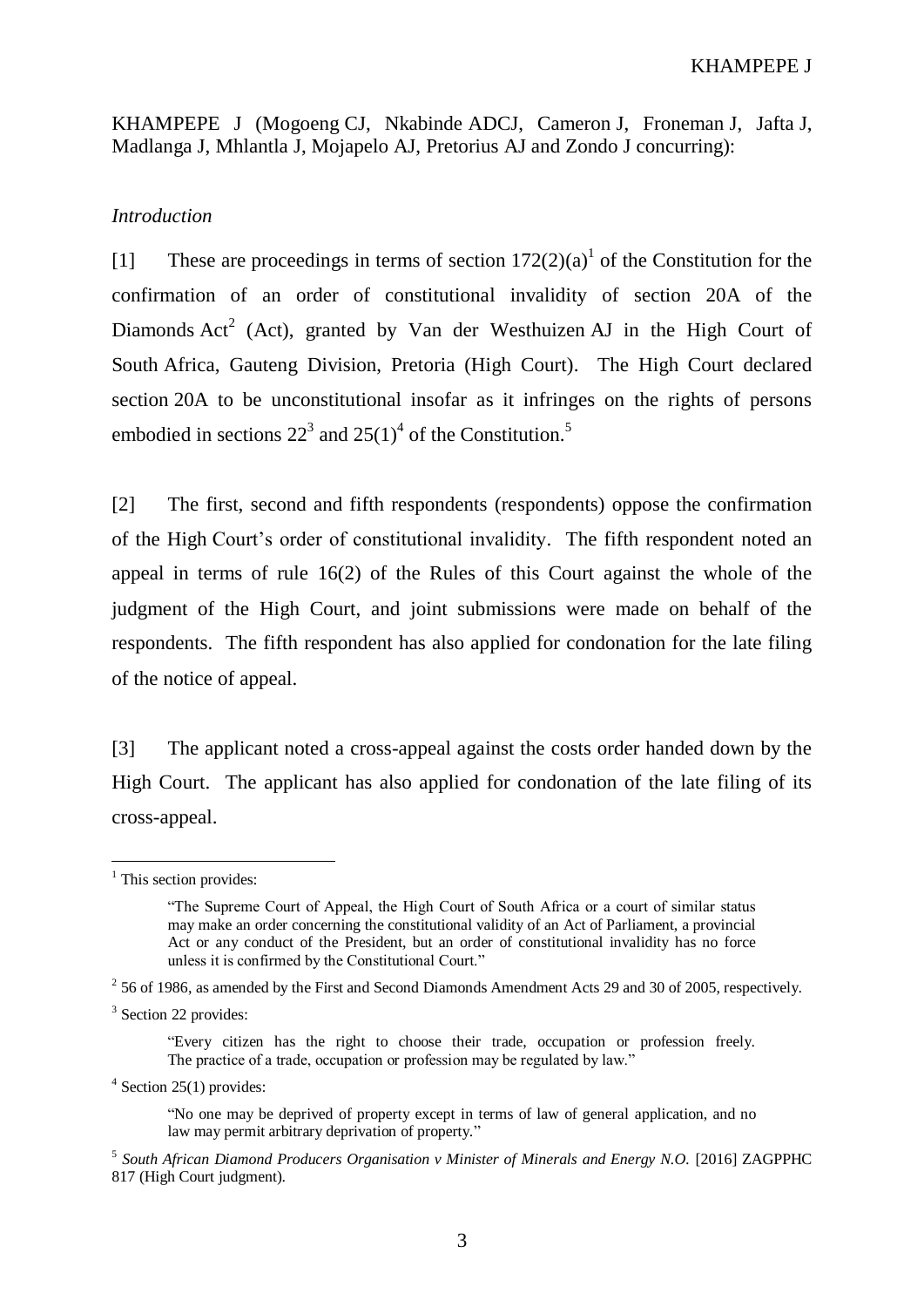KHAMPEPE J (Mogoeng CJ, Nkabinde ADCJ, Cameron J, Froneman J, Jafta J, Madlanga J, Mhlantla J, Mojapelo AJ, Pretorius AJ and Zondo J concurring):

*Introduction*

[1] These are proceedings in terms of section 172(2)(a)[1] of the Constitution for the confirmation of an order of constitutional invalidity of section 20A of the Diamonds Act[2] (Act), granted by Van der Westhuizen AJ in the High Court of South Africa, Gauteng Division, Pretoria (High Court). The High Court declared section 20A to be unconstitutional insofar as it infringes on the rights of persons embodied in sections 22[3] and 25(1)[4] of the Constitution.[5]

[2] The first, second and fifth respondents (respondents) oppose the confirmation of the High Court's order of constitutional invalidity. The fifth respondent noted an appeal in terms of rule 16(2) of the Rules of this Court against the whole of the judgment of the High Court, and joint submissions were made on behalf of the respondents. The fifth respondent has also applied for condonation for the late filing of the notice of appeal.

[3] The applicant noted a cross-appeal against the costs order handed down by the High Court. The applicant has also applied for condonation of the late filing of its cross-appeal.

---

[1] This section provides:

> "The Supreme Court of Appeal, the High Court of South Africa or a court of similar status may make an order concerning the constitutional validity of an Act of Parliament, a provincial Act or any conduct of the President, but an order of constitutional invalidity has no force unless it is confirmed by the Constitutional Court."

[2] 56 of 1986, as amended by the First and Second Diamonds Amendment Acts 29 and 30 of 2005, respectively.

[3] Section 22 provides:

> "Every citizen has the right to choose their trade, occupation or profession freely. The practice of a trade, occupation or profession may be regulated by law."

[4] Section 25(1) provides:

> "No one may be deprived of property except in terms of law of general application, and no law may permit arbitrary deprivation of property."

[5] *South African Diamond Producers Organisation v Minister of Minerals and Energy N.O.* [2016] ZAGPPHC 817 (High Court judgment).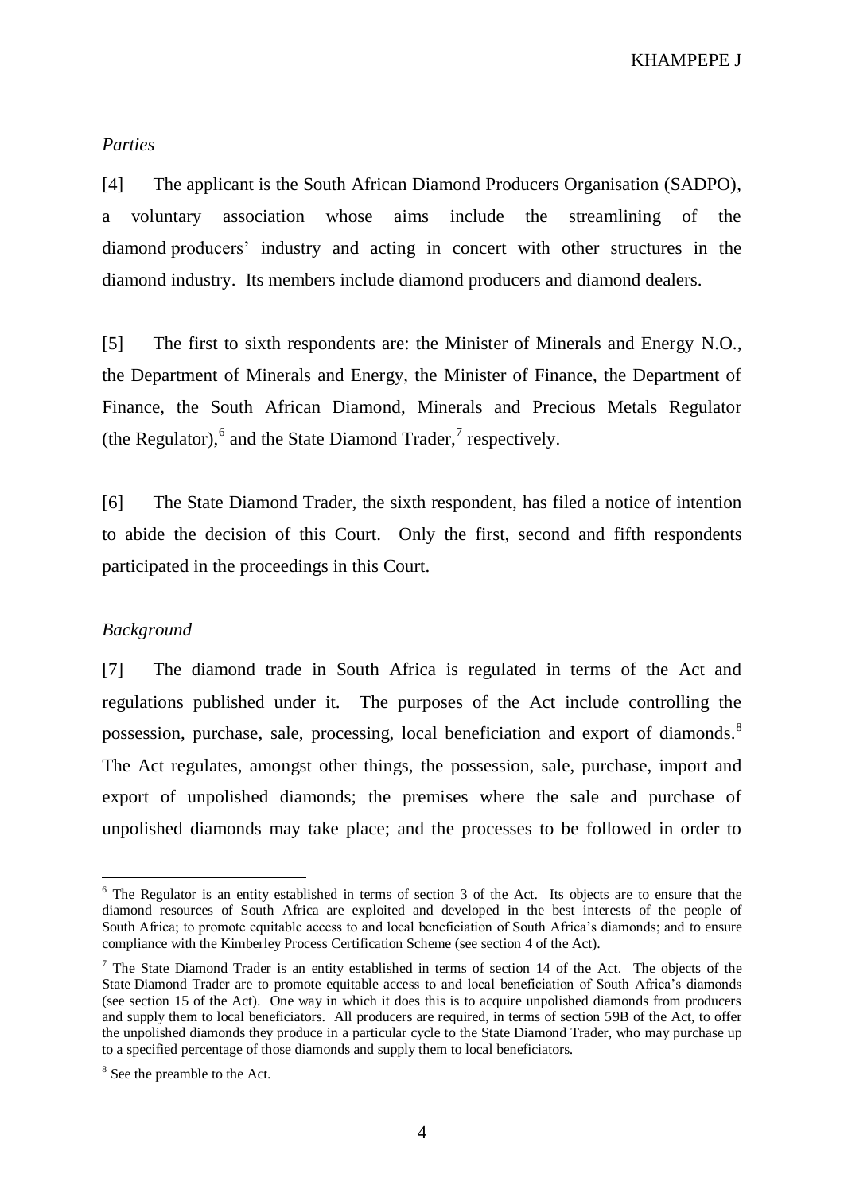*Parties*

[4] The applicant is the South African Diamond Producers Organisation (SADPO), a voluntary association whose aims include the streamlining of the diamond producers' industry and acting in concert with other structures in the diamond industry. Its members include diamond producers and diamond dealers.

[5] The first to sixth respondents are: the Minister of Minerals and Energy N.O., the Department of Minerals and Energy, the Minister of Finance, the Department of Finance, the South African Diamond, Minerals and Precious Metals Regulator (the Regulator),[6] and the State Diamond Trader,[7] respectively.

[6] The State Diamond Trader, the sixth respondent, has filed a notice of intention to abide the decision of this Court. Only the first, second and fifth respondents participated in the proceedings in this Court.

*Background*

[7] The diamond trade in South Africa is regulated in terms of the Act and regulations published under it. The purposes of the Act include controlling the possession, purchase, sale, processing, local beneficiation and export of diamonds.[8] The Act regulates, amongst other things, the possession, sale, purchase, import and export of unpolished diamonds; the premises where the sale and purchase of unpolished diamonds may take place; and the processes to be followed in order to

---

[6] The Regulator is an entity established in terms of section 3 of the Act. Its objects are to ensure that the diamond resources of South Africa are exploited and developed in the best interests of the people of South Africa; to promote equitable access to and local beneficiation of South Africa's diamonds; and to ensure compliance with the Kimberley Process Certification Scheme (see section 4 of the Act).

[7] The State Diamond Trader is an entity established in terms of section 14 of the Act. The objects of the State Diamond Trader are to promote equitable access to and local beneficiation of South Africa's diamonds (see section 15 of the Act). One way in which it does this is to acquire unpolished diamonds from producers and supply them to local beneficiators. All producers are required, in terms of section 59B of the Act, to offer the unpolished diamonds they produce in a particular cycle to the State Diamond Trader, who may purchase up to a specified percentage of those diamonds and supply them to local beneficiators.

[8] See the preamble to the Act.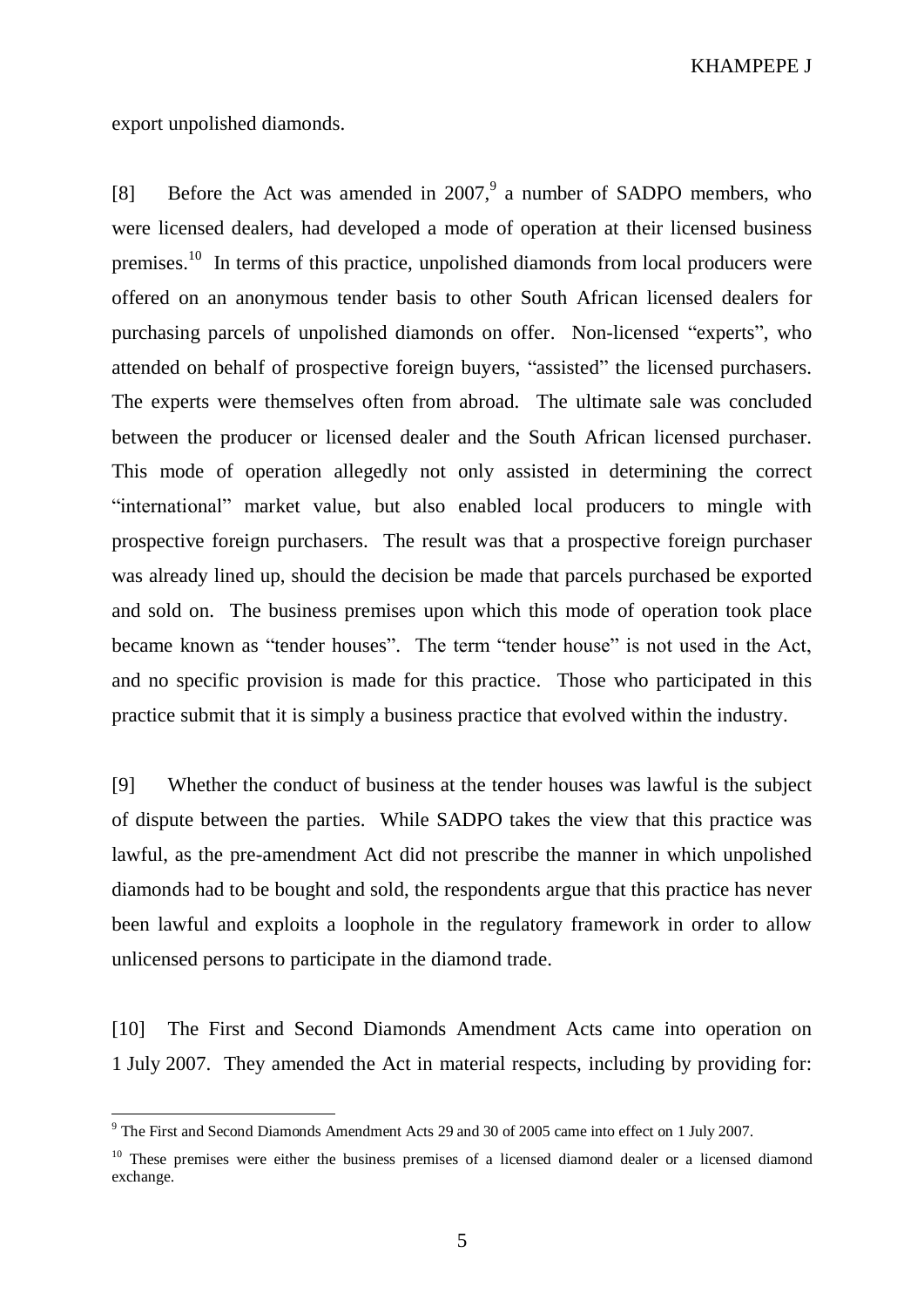export unpolished diamonds.

[8] Before the Act was amended in 2007,[9] a number of SADPO members, who were licensed dealers, had developed a mode of operation at their licensed business premises.[10] In terms of this practice, unpolished diamonds from local producers were offered on an anonymous tender basis to other South African licensed dealers for purchasing parcels of unpolished diamonds on offer. Non-licensed "experts", who attended on behalf of prospective foreign buyers, "assisted" the licensed purchasers. The experts were themselves often from abroad. The ultimate sale was concluded between the producer or licensed dealer and the South African licensed purchaser. This mode of operation allegedly not only assisted in determining the correct "international" market value, but also enabled local producers to mingle with prospective foreign purchasers. The result was that a prospective foreign purchaser was already lined up, should the decision be made that parcels purchased be exported and sold on. The business premises upon which this mode of operation took place became known as "tender houses". The term "tender house" is not used in the Act, and no specific provision is made for this practice. Those who participated in this practice submit that it is simply a business practice that evolved within the industry.

[9] Whether the conduct of business at the tender houses was lawful is the subject of dispute between the parties. While SADPO takes the view that this practice was lawful, as the pre-amendment Act did not prescribe the manner in which unpolished diamonds had to be bought and sold, the respondents argue that this practice has never been lawful and exploits a loophole in the regulatory framework in order to allow unlicensed persons to participate in the diamond trade.

[10] The First and Second Diamonds Amendment Acts came into operation on 1 July 2007. They amended the Act in material respects, including by providing for:

---

[9] The First and Second Diamonds Amendment Acts 29 and 30 of 2005 came into effect on 1 July 2007.

[10] These premises were either the business premises of a licensed diamond dealer or a licensed diamond exchange.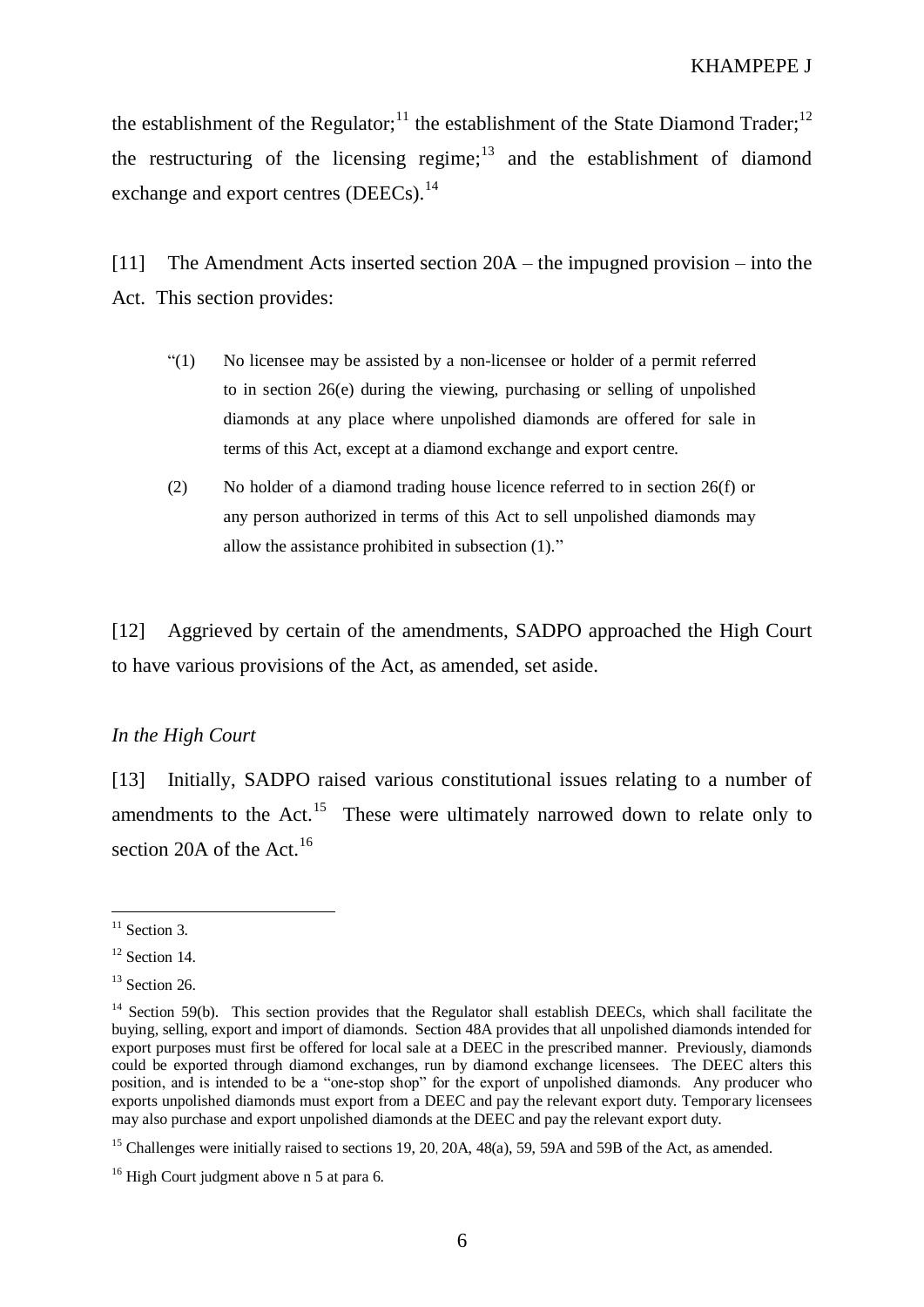the establishment of the Regulator;[11] the establishment of the State Diamond Trader;[12] the restructuring of the licensing regime;[13] and the establishment of diamond exchange and export centres (DEECs).[14]

[11] The Amendment Acts inserted section 20A – the impugned provision – into the Act. This section provides:

> "(1) No licensee may be assisted by a non-licensee or holder of a permit referred to in section 26(e) during the viewing, purchasing or selling of unpolished diamonds at any place where unpolished diamonds are offered for sale in terms of this Act, except at a diamond exchange and export centre.
>
> (2) No holder of a diamond trading house licence referred to in section 26(f) or any person authorized in terms of this Act to sell unpolished diamonds may allow the assistance prohibited in subsection (1)."

[12] Aggrieved by certain of the amendments, SADPO approached the High Court to have various provisions of the Act, as amended, set aside.

*In the High Court*

[13] Initially, SADPO raised various constitutional issues relating to a number of amendments to the Act.[15] These were ultimately narrowed down to relate only to section 20A of the Act.[16]

---

[11] Section 3.

[12] Section 14.

[13] Section 26.

[14] Section 59(b). This section provides that the Regulator shall establish DEECs, which shall facilitate the buying, selling, export and import of diamonds. Section 48A provides that all unpolished diamonds intended for export purposes must first be offered for local sale at a DEEC in the prescribed manner. Previously, diamonds could be exported through diamond exchanges, run by diamond exchange licensees. The DEEC alters this position, and is intended to be a "one-stop shop" for the export of unpolished diamonds. Any producer who exports unpolished diamonds must export from a DEEC and pay the relevant export duty. Temporary licensees may also purchase and export unpolished diamonds at the DEEC and pay the relevant export duty.

[15] Challenges were initially raised to sections 19, 20, 20A, 48(a), 59, 59A and 59B of the Act, as amended.

[16] High Court judgment above n 5 at para 6.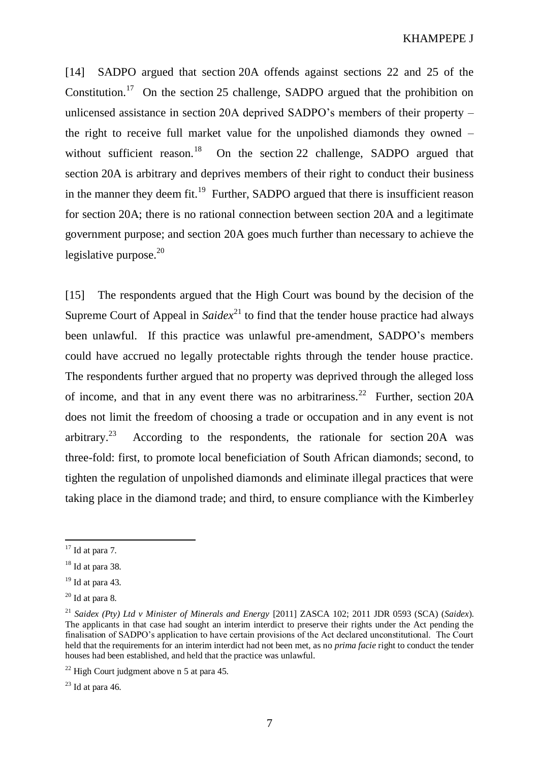[14] SADPO argued that section 20A offends against sections 22 and 25 of the Constitution.[17] On the section 25 challenge, SADPO argued that the prohibition on unlicensed assistance in section 20A deprived SADPO's members of their property – the right to receive full market value for the unpolished diamonds they owned – without sufficient reason.[18] On the section 22 challenge, SADPO argued that section 20A is arbitrary and deprives members of their right to conduct their business in the manner they deem fit.[19] Further, SADPO argued that there is insufficient reason for section 20A; there is no rational connection between section 20A and a legitimate government purpose; and section 20A goes much further than necessary to achieve the legislative purpose.[20]

[15] The respondents argued that the High Court was bound by the decision of the Supreme Court of Appeal in *Saidex*[21] to find that the tender house practice had always been unlawful. If this practice was unlawful pre-amendment, SADPO's members could have accrued no legally protectable rights through the tender house practice. The respondents further argued that no property was deprived through the alleged loss of income, and that in any event there was no arbitrariness.[22] Further, section 20A does not limit the freedom of choosing a trade or occupation and in any event is not arbitrary.[23] According to the respondents, the rationale for section 20A was three-fold: first, to promote local beneficiation of South African diamonds; second, to tighten the regulation of unpolished diamonds and eliminate illegal practices that were taking place in the diamond trade; and third, to ensure compliance with the Kimberley

---

[17] Id at para 7.

[18] Id at para 38.

[19] Id at para 43.

[20] Id at para 8.

[21] *Saidex (Pty) Ltd v Minister of Minerals and Energy* [2011] ZASCA 102; 2011 JDR 0593 (SCA) (*Saidex*). The applicants in that case had sought an interim interdict to preserve their rights under the Act pending the finalisation of SADPO's application to have certain provisions of the Act declared unconstitutional. The Court held that the requirements for an interim interdict had not been met, as no *prima facie* right to conduct the tender houses had been established, and held that the practice was unlawful.

[22] High Court judgment above n 5 at para 45.

[23] Id at para 46.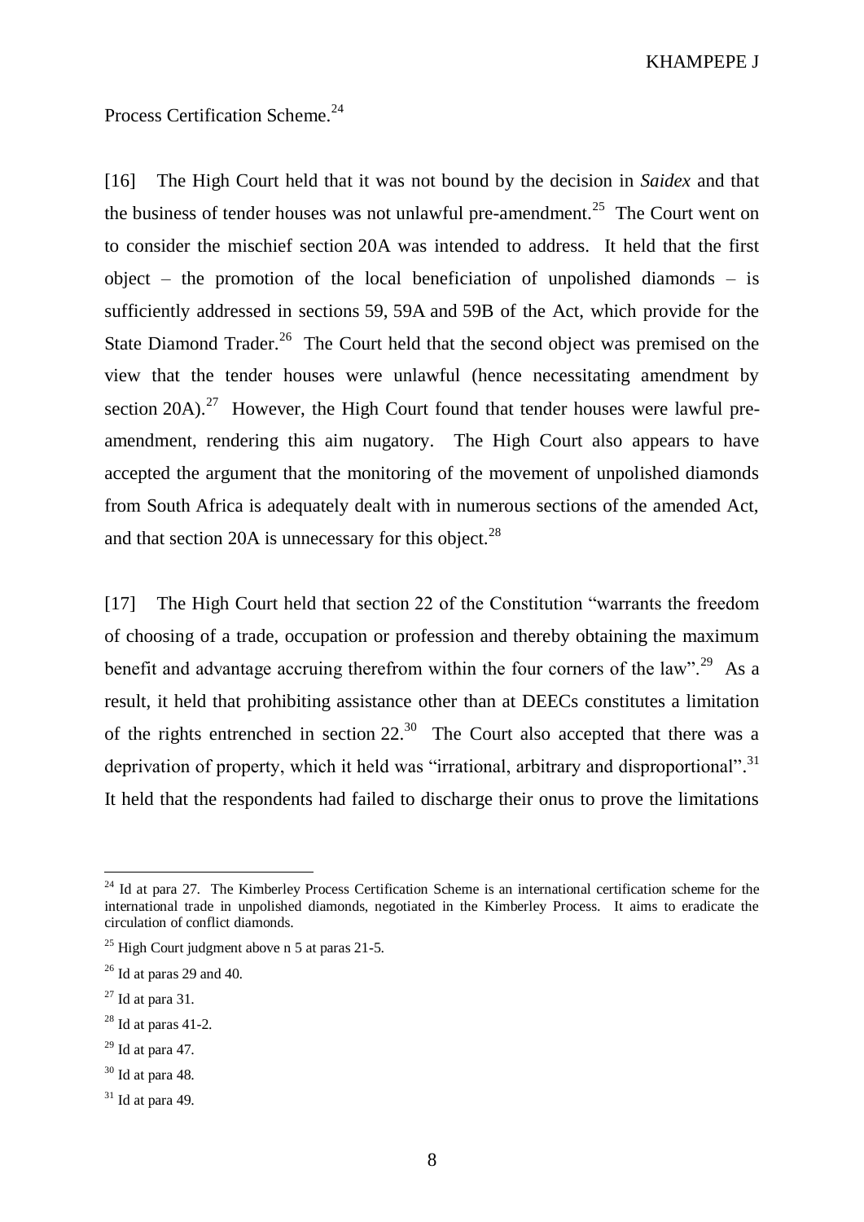Process Certification Scheme.[24]

[16] The High Court held that it was not bound by the decision in *Saidex* and that the business of tender houses was not unlawful pre-amendment.[25] The Court went on to consider the mischief section 20A was intended to address. It held that the first object – the promotion of the local beneficiation of unpolished diamonds – is sufficiently addressed in sections 59, 59A and 59B of the Act, which provide for the State Diamond Trader.[26] The Court held that the second object was premised on the view that the tender houses were unlawful (hence necessitating amendment by section 20A).[27] However, the High Court found that tender houses were lawful pre-amendment, rendering this aim nugatory. The High Court also appears to have accepted the argument that the monitoring of the movement of unpolished diamonds from South Africa is adequately dealt with in numerous sections of the amended Act, and that section 20A is unnecessary for this object.[28]

[17] The High Court held that section 22 of the Constitution "warrants the freedom of choosing of a trade, occupation or profession and thereby obtaining the maximum benefit and advantage accruing therefrom within the four corners of the law".[29] As a result, it held that prohibiting assistance other than at DEECs constitutes a limitation of the rights entrenched in section 22.[30] The Court also accepted that there was a deprivation of property, which it held was "irrational, arbitrary and disproportional".[31] It held that the respondents had failed to discharge their onus to prove the limitations

---

[24] Id at para 27. The Kimberley Process Certification Scheme is an international certification scheme for the international trade in unpolished diamonds, negotiated in the Kimberley Process. It aims to eradicate the circulation of conflict diamonds.

[25] High Court judgment above n 5 at paras 21-5.

[26] Id at paras 29 and 40.

[27] Id at para 31.

[28] Id at paras 41-2.

[29] Id at para 47.

[30] Id at para 48.

[31] Id at para 49.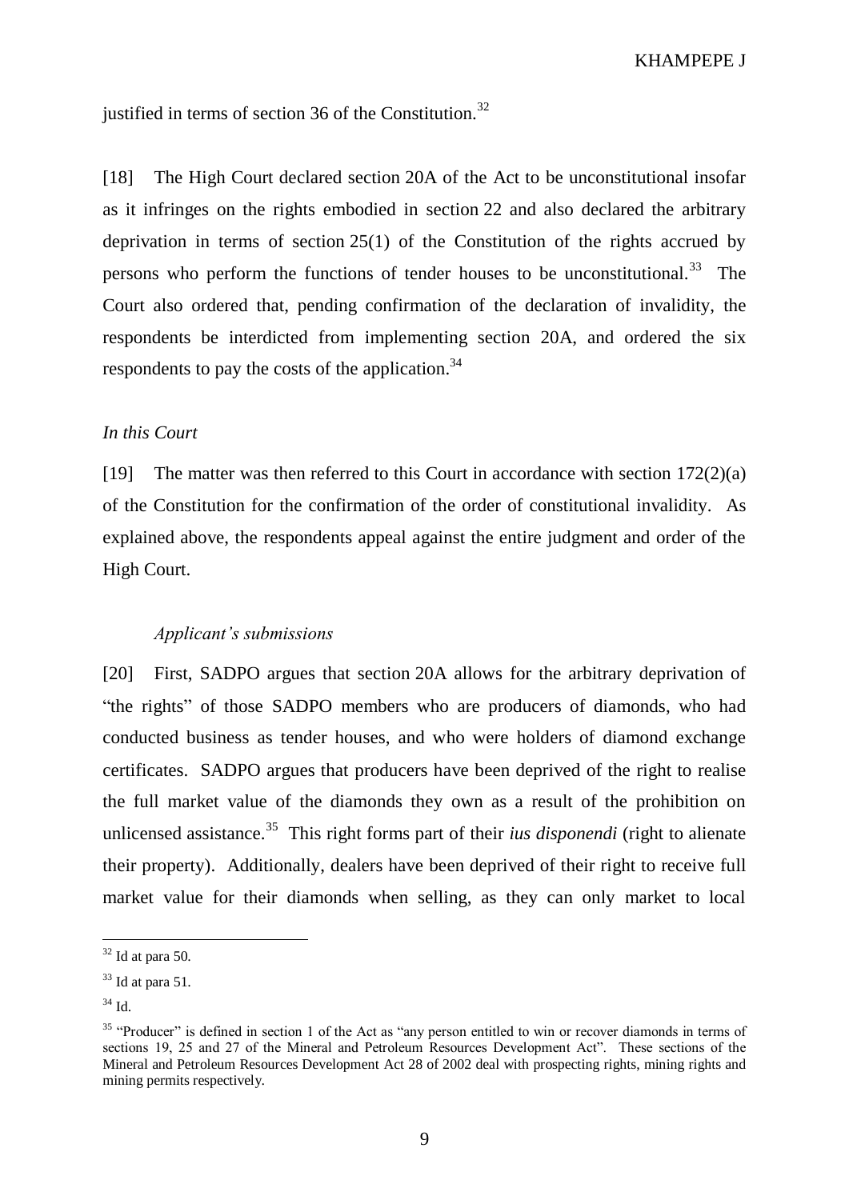justified in terms of section 36 of the Constitution.[32]

[18] The High Court declared section 20A of the Act to be unconstitutional insofar as it infringes on the rights embodied in section 22 and also declared the arbitrary deprivation in terms of section 25(1) of the Constitution of the rights accrued by persons who perform the functions of tender houses to be unconstitutional.[33] The Court also ordered that, pending confirmation of the declaration of invalidity, the respondents be interdicted from implementing section 20A, and ordered the six respondents to pay the costs of the application.[34]

*In this Court*

[19] The matter was then referred to this Court in accordance with section 172(2)(a) of the Constitution for the confirmation of the order of constitutional invalidity. As explained above, the respondents appeal against the entire judgment and order of the High Court.

*Applicant's submissions*

[20] First, SADPO argues that section 20A allows for the arbitrary deprivation of "the rights" of those SADPO members who are producers of diamonds, who had conducted business as tender houses, and who were holders of diamond exchange certificates. SADPO argues that producers have been deprived of the right to realise the full market value of the diamonds they own as a result of the prohibition on unlicensed assistance.[35] This right forms part of their *ius disponendi* (right to alienate their property). Additionally, dealers have been deprived of their right to receive full market value for their diamonds when selling, as they can only market to local

---

[32] Id at para 50.

[33] Id at para 51.

[34] Id.

[35] "Producer" is defined in section 1 of the Act as "any person entitled to win or recover diamonds in terms of sections 19, 25 and 27 of the Mineral and Petroleum Resources Development Act". These sections of the Mineral and Petroleum Resources Development Act 28 of 2002 deal with prospecting rights, mining rights and mining permits respectively.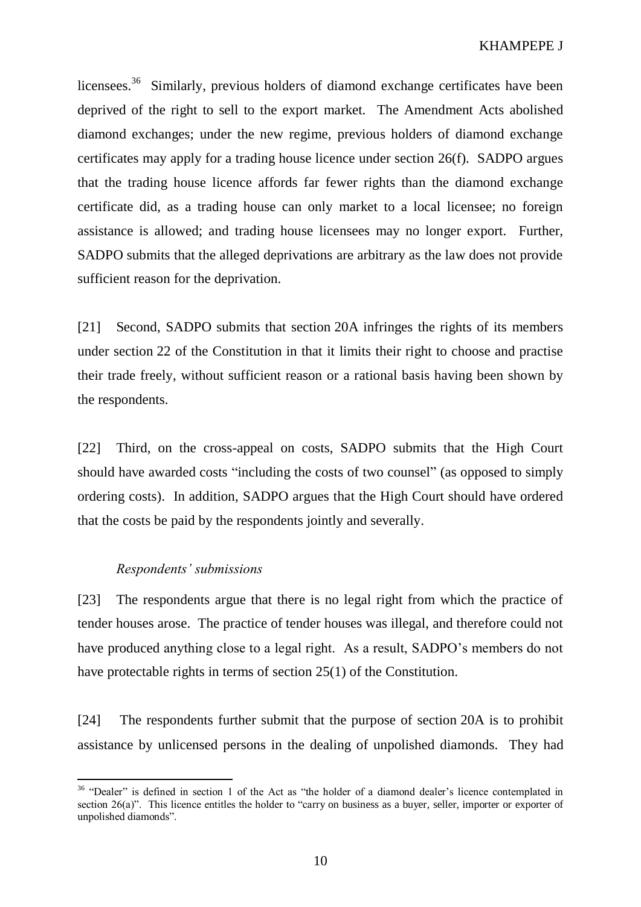licensees.[36] Similarly, previous holders of diamond exchange certificates have been deprived of the right to sell to the export market. The Amendment Acts abolished diamond exchanges; under the new regime, previous holders of diamond exchange certificates may apply for a trading house licence under section 26(f). SADPO argues that the trading house licence affords far fewer rights than the diamond exchange certificate did, as a trading house can only market to a local licensee; no foreign assistance is allowed; and trading house licensees may no longer export. Further, SADPO submits that the alleged deprivations are arbitrary as the law does not provide sufficient reason for the deprivation.

[21] Second, SADPO submits that section 20A infringes the rights of its members under section 22 of the Constitution in that it limits their right to choose and practise their trade freely, without sufficient reason or a rational basis having been shown by the respondents.

[22] Third, on the cross-appeal on costs, SADPO submits that the High Court should have awarded costs "including the costs of two counsel" (as opposed to simply ordering costs). In addition, SADPO argues that the High Court should have ordered that the costs be paid by the respondents jointly and severally.

*Respondents' submissions*

[23] The respondents argue that there is no legal right from which the practice of tender houses arose. The practice of tender houses was illegal, and therefore could not have produced anything close to a legal right. As a result, SADPO's members do not have protectable rights in terms of section 25(1) of the Constitution.

[24] The respondents further submit that the purpose of section 20A is to prohibit assistance by unlicensed persons in the dealing of unpolished diamonds. They had

---

[36] "Dealer" is defined in section 1 of the Act as "the holder of a diamond dealer's licence contemplated in section 26(a)". This licence entitles the holder to "carry on business as a buyer, seller, importer or exporter of unpolished diamonds".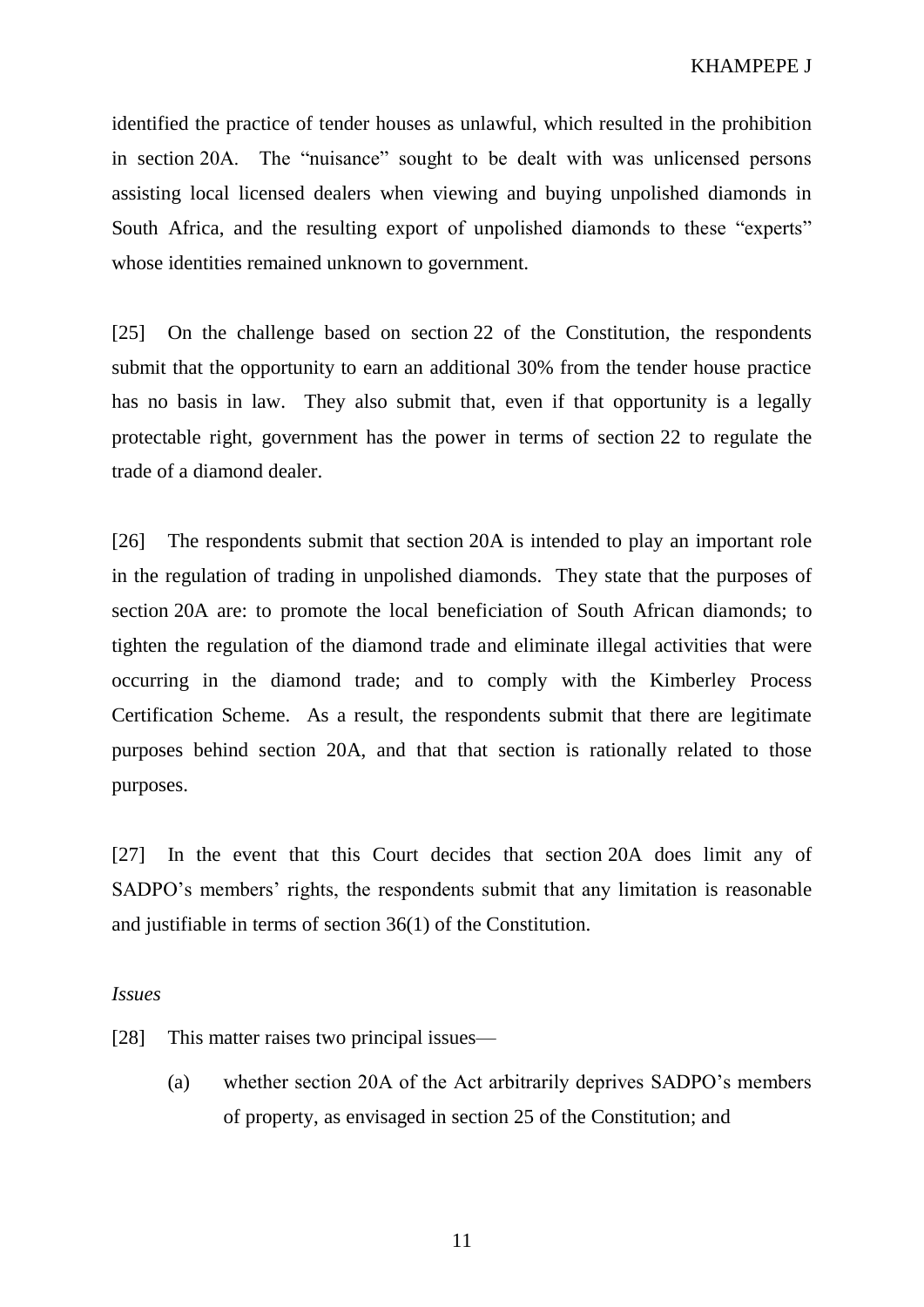identified the practice of tender houses as unlawful, which resulted in the prohibition in section 20A. The "nuisance" sought to be dealt with was unlicensed persons assisting local licensed dealers when viewing and buying unpolished diamonds in South Africa, and the resulting export of unpolished diamonds to these "experts" whose identities remained unknown to government.

[25] On the challenge based on section 22 of the Constitution, the respondents submit that the opportunity to earn an additional 30% from the tender house practice has no basis in law. They also submit that, even if that opportunity is a legally protectable right, government has the power in terms of section 22 to regulate the trade of a diamond dealer.

[26] The respondents submit that section 20A is intended to play an important role in the regulation of trading in unpolished diamonds. They state that the purposes of section 20A are: to promote the local beneficiation of South African diamonds; to tighten the regulation of the diamond trade and eliminate illegal activities that were occurring in the diamond trade; and to comply with the Kimberley Process Certification Scheme. As a result, the respondents submit that there are legitimate purposes behind section 20A, and that that section is rationally related to those purposes.

[27] In the event that this Court decides that section 20A does limit any of SADPO's members' rights, the respondents submit that any limitation is reasonable and justifiable in terms of section 36(1) of the Constitution.

*Issues*

[28] This matter raises two principal issues—

(a) whether section 20A of the Act arbitrarily deprives SADPO's members of property, as envisaged in section 25 of the Constitution; and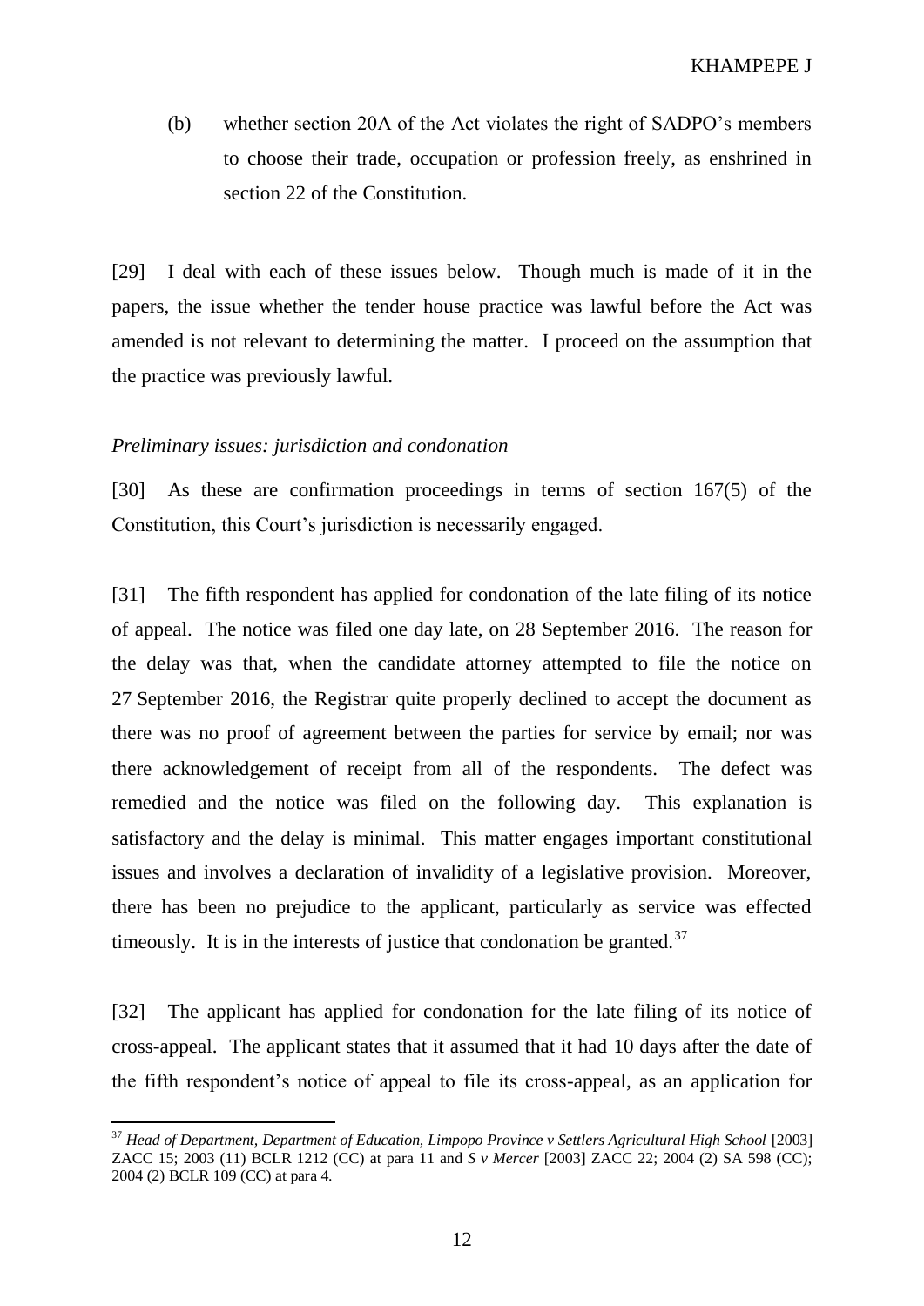(b) whether section 20A of the Act violates the right of SADPO's members to choose their trade, occupation or profession freely, as enshrined in section 22 of the Constitution.

[29] I deal with each of these issues below. Though much is made of it in the papers, the issue whether the tender house practice was lawful before the Act was amended is not relevant to determining the matter. I proceed on the assumption that the practice was previously lawful.

*Preliminary issues: jurisdiction and condonation*

[30] As these are confirmation proceedings in terms of section 167(5) of the Constitution, this Court's jurisdiction is necessarily engaged.

[31] The fifth respondent has applied for condonation of the late filing of its notice of appeal. The notice was filed one day late, on 28 September 2016. The reason for the delay was that, when the candidate attorney attempted to file the notice on 27 September 2016, the Registrar quite properly declined to accept the document as there was no proof of agreement between the parties for service by email; nor was there acknowledgement of receipt from all of the respondents. The defect was remedied and the notice was filed on the following day. This explanation is satisfactory and the delay is minimal. This matter engages important constitutional issues and involves a declaration of invalidity of a legislative provision. Moreover, there has been no prejudice to the applicant, particularly as service was effected timeously. It is in the interests of justice that condonation be granted.[37]

[32] The applicant has applied for condonation for the late filing of its notice of cross-appeal. The applicant states that it assumed that it had 10 days after the date of the fifth respondent's notice of appeal to file its cross-appeal, as an application for

---

[37] *Head of Department, Department of Education, Limpopo Province v Settlers Agricultural High School* [2003] ZACC 15; 2003 (11) BCLR 1212 (CC) at para 11 and *S v Mercer* [2003] ZACC 22; 2004 (2) SA 598 (CC); 2004 (2) BCLR 109 (CC) at para 4.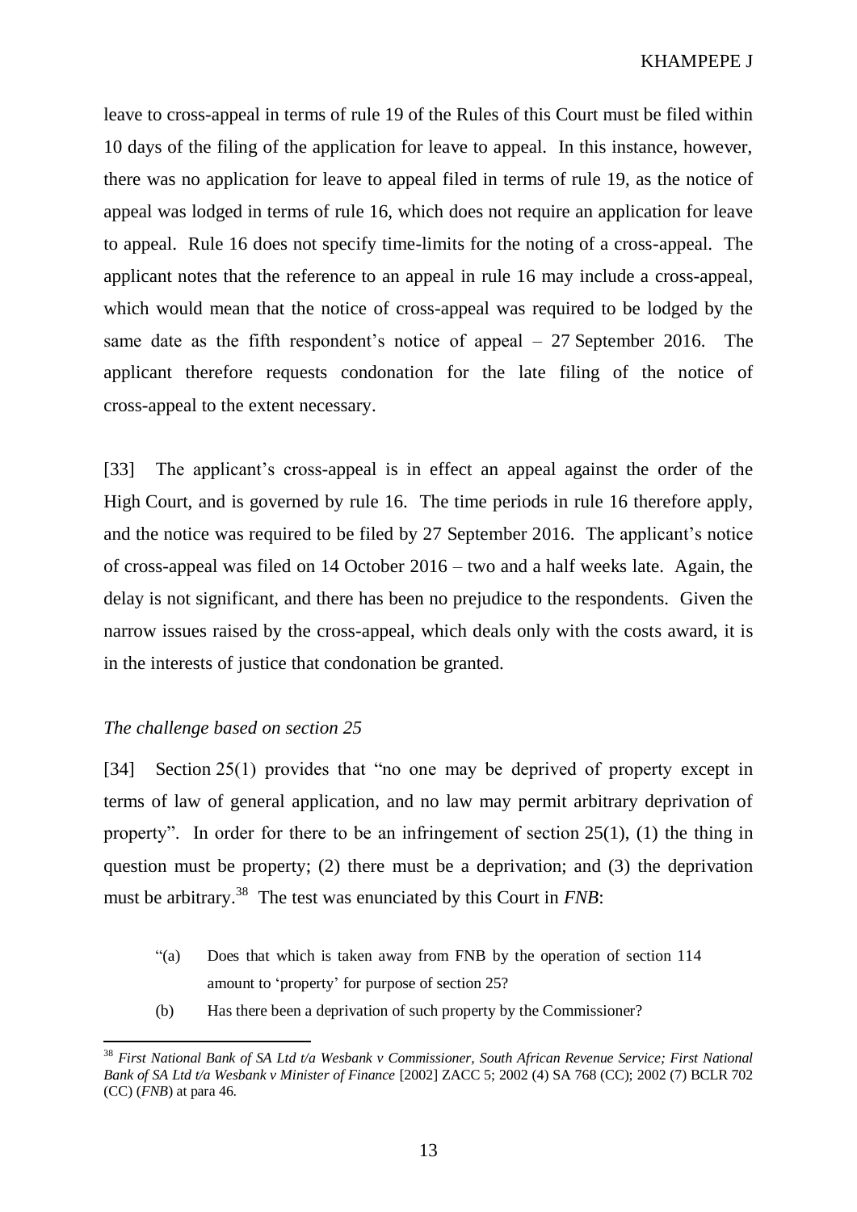leave to cross-appeal in terms of rule 19 of the Rules of this Court must be filed within 10 days of the filing of the application for leave to appeal. In this instance, however, there was no application for leave to appeal filed in terms of rule 19, as the notice of appeal was lodged in terms of rule 16, which does not require an application for leave to appeal. Rule 16 does not specify time-limits for the noting of a cross-appeal. The applicant notes that the reference to an appeal in rule 16 may include a cross-appeal, which would mean that the notice of cross-appeal was required to be lodged by the same date as the fifth respondent's notice of appeal – 27 September 2016. The applicant therefore requests condonation for the late filing of the notice of cross-appeal to the extent necessary.

[33] The applicant's cross-appeal is in effect an appeal against the order of the High Court, and is governed by rule 16. The time periods in rule 16 therefore apply, and the notice was required to be filed by 27 September 2016. The applicant's notice of cross-appeal was filed on 14 October 2016 – two and a half weeks late. Again, the delay is not significant, and there has been no prejudice to the respondents. Given the narrow issues raised by the cross-appeal, which deals only with the costs award, it is in the interests of justice that condonation be granted.

*The challenge based on section 25*

[34] Section 25(1) provides that "no one may be deprived of property except in terms of law of general application, and no law may permit arbitrary deprivation of property". In order for there to be an infringement of section 25(1), (1) the thing in question must be property; (2) there must be a deprivation; and (3) the deprivation must be arbitrary.[38] The test was enunciated by this Court in ***FNB***:

> "(a) Does that which is taken away from FNB by the operation of section 114 amount to 'property' for purpose of section 25?
>
> (b) Has there been a deprivation of such property by the Commissioner?

---

[38] *First National Bank of SA Ltd t/a Wesbank v Commissioner, South African Revenue Service; First National Bank of SA Ltd t/a Wesbank v Minister of Finance* [2002] ZACC 5; 2002 (4) SA 768 (CC); 2002 (7) BCLR 702 (CC) (*FNB*) at para 46.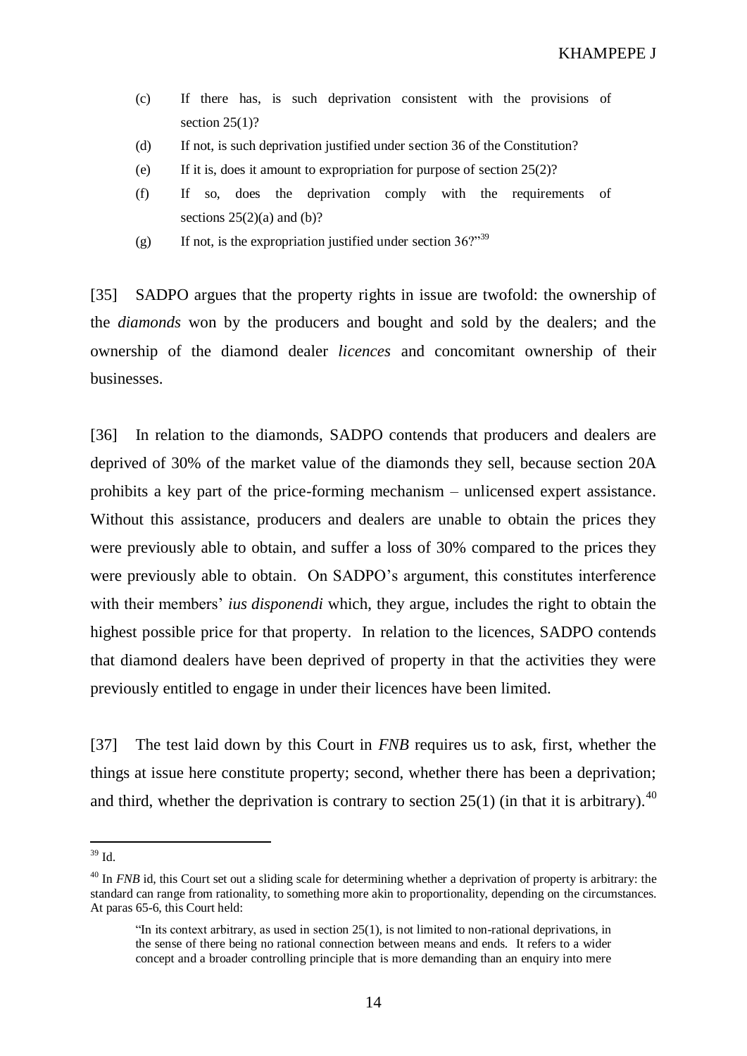(c) If there has, is such deprivation consistent with the provisions of section 25(1)?

(d) If not, is such deprivation justified under section 36 of the Constitution?

(e) If it is, does it amount to expropriation for purpose of section 25(2)?

(f) If so, does the deprivation comply with the requirements of sections 25(2)(a) and (b)?

(g) If not, is the expropriation justified under section 36?"[39]

[35] SADPO argues that the property rights in issue are twofold: the ownership of the *diamonds* won by the producers and bought and sold by the dealers; and the ownership of the diamond dealer *licences* and concomitant ownership of their businesses.

[36] In relation to the diamonds, SADPO contends that producers and dealers are deprived of 30% of the market value of the diamonds they sell, because section 20A prohibits a key part of the price-forming mechanism – unlicensed expert assistance. Without this assistance, producers and dealers are unable to obtain the prices they were previously able to obtain, and suffer a loss of 30% compared to the prices they were previously able to obtain. On SADPO's argument, this constitutes interference with their members' *ius disponendi* which, they argue, includes the right to obtain the highest possible price for that property. In relation to the licences, SADPO contends that diamond dealers have been deprived of property in that the activities they were previously entitled to engage in under their licences have been limited.

[37] The test laid down by this Court in *FNB* requires us to ask, first, whether the things at issue here constitute property; second, whether there has been a deprivation; and third, whether the deprivation is contrary to section 25(1) (in that it is arbitrary).[40]

---

[39] Id.

[40] In *FNB* id, this Court set out a sliding scale for determining whether a deprivation of property is arbitrary: the standard can range from rationality, to something more akin to proportionality, depending on the circumstances. At paras 65-6, this Court held:

> "In its context arbitrary, as used in section 25(1), is not limited to non-rational deprivations, in the sense of there being no rational connection between means and ends. It refers to a wider concept and a broader controlling principle that is more demanding than an enquiry into mere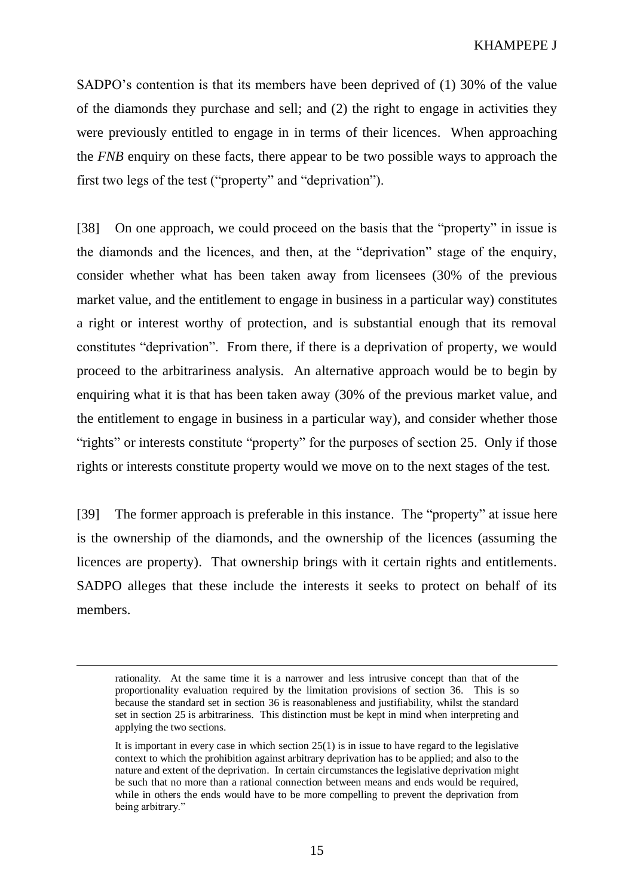SADPO's contention is that its members have been deprived of (1) 30% of the value of the diamonds they purchase and sell; and (2) the right to engage in activities they were previously entitled to engage in in terms of their licences. When approaching the *FNB* enquiry on these facts, there appear to be two possible ways to approach the first two legs of the test ("property" and "deprivation").

[38] On one approach, we could proceed on the basis that the "property" in issue is the diamonds and the licences, and then, at the "deprivation" stage of the enquiry, consider whether what has been taken away from licensees (30% of the previous market value, and the entitlement to engage in business in a particular way) constitutes a right or interest worthy of protection, and is substantial enough that its removal constitutes "deprivation". From there, if there is a deprivation of property, we would proceed to the arbitrariness analysis. An alternative approach would be to begin by enquiring what it is that has been taken away (30% of the previous market value, and the entitlement to engage in business in a particular way), and consider whether those "rights" or interests constitute "property" for the purposes of section 25. Only if those rights or interests constitute property would we move on to the next stages of the test.

[39] The former approach is preferable in this instance. The "property" at issue here is the ownership of the diamonds, and the ownership of the licences (assuming the licences are property). That ownership brings with it certain rights and entitlements. SADPO alleges that these include the interests it seeks to protect on behalf of its members.

---

rationality. At the same time it is a narrower and less intrusive concept than that of the proportionality evaluation required by the limitation provisions of section 36. This is so because the standard set in section 36 is reasonableness and justifiability, whilst the standard set in section 25 is arbitrariness. This distinction must be kept in mind when interpreting and applying the two sections.

It is important in every case in which section 25(1) is in issue to have regard to the legislative context to which the prohibition against arbitrary deprivation has to be applied; and also to the nature and extent of the deprivation. In certain circumstances the legislative deprivation might be such that no more than a rational connection between means and ends would be required, while in others the ends would have to be more compelling to prevent the deprivation from being arbitrary."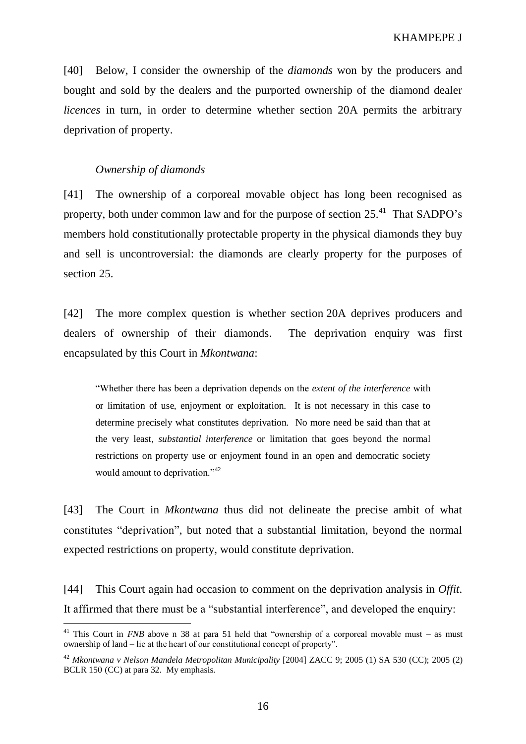[40] Below, I consider the ownership of the *diamonds* won by the producers and bought and sold by the dealers and the purported ownership of the diamond dealer *licences* in turn, in order to determine whether section 20A permits the arbitrary deprivation of property.

*Ownership of diamonds*

[41] The ownership of a corporeal movable object has long been recognised as property, both under common law and for the purpose of section 25.[41] That SADPO's members hold constitutionally protectable property in the physical diamonds they buy and sell is uncontroversial: the diamonds are clearly property for the purposes of section 25.

[42] The more complex question is whether section 20A deprives producers and dealers of ownership of their diamonds. The deprivation enquiry was first encapsulated by this Court in *Mkontwana*:

> "Whether there has been a deprivation depends on the *extent of the interference* with or limitation of use, enjoyment or exploitation. It is not necessary in this case to determine precisely what constitutes deprivation. No more need be said than that at the very least, *substantial interference* or limitation that goes beyond the normal restrictions on property use or enjoyment found in an open and democratic society would amount to deprivation."[42]

[43] The Court in *Mkontwana* thus did not delineate the precise ambit of what constitutes "deprivation", but noted that a substantial limitation, beyond the normal expected restrictions on property, would constitute deprivation.

[44] This Court again had occasion to comment on the deprivation analysis in *Offit*. It affirmed that there must be a "substantial interference", and developed the enquiry:

---

[41] This Court in *FNB* above n 38 at para 51 held that "ownership of a corporeal movable must – as must ownership of land – lie at the heart of our constitutional concept of property".

[42] *Mkontwana v Nelson Mandela Metropolitan Municipality* [2004] ZACC 9; 2005 (1) SA 530 (CC); 2005 (2) BCLR 150 (CC) at para 32. My emphasis.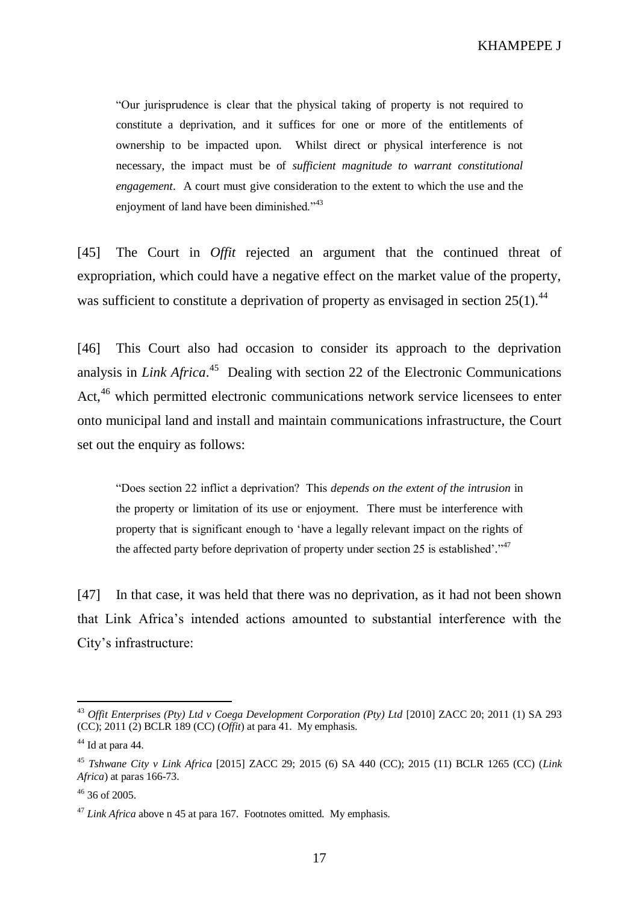> "Our jurisprudence is clear that the physical taking of property is not required to constitute a deprivation, and it suffices for one or more of the entitlements of ownership to be impacted upon. Whilst direct or physical interference is not necessary, the impact must be of *sufficient magnitude to warrant constitutional engagement*. A court must give consideration to the extent to which the use and the enjoyment of land have been diminished."[43]

[45] The Court in *Offit* rejected an argument that the continued threat of expropriation, which could have a negative effect on the market value of the property, was sufficient to constitute a deprivation of property as envisaged in section 25(1).[44]

[46] This Court also had occasion to consider its approach to the deprivation analysis in *Link Africa*.[45] Dealing with section 22 of the Electronic Communications Act,[46] which permitted electronic communications network service licensees to enter onto municipal land and install and maintain communications infrastructure, the Court set out the enquiry as follows:

> "Does section 22 inflict a deprivation? This *depends on the extent of the intrusion* in the property or limitation of its use or enjoyment. There must be interference with property that is significant enough to 'have a legally relevant impact on the rights of the affected party before deprivation of property under section 25 is established'."[47]

[47] In that case, it was held that there was no deprivation, as it had not been shown that Link Africa's intended actions amounted to substantial interference with the City's infrastructure:

---

[43] *Offit Enterprises (Pty) Ltd v Coega Development Corporation (Pty) Ltd* [2010] ZACC 20; 2011 (1) SA 293 (CC); 2011 (2) BCLR 189 (CC) (*Offit*) at para 41. My emphasis.

[44] Id at para 44.

[45] *Tshwane City v Link Africa* [2015] ZACC 29; 2015 (6) SA 440 (CC); 2015 (11) BCLR 1265 (CC) (*Link Africa*) at paras 166-73.

[46] 36 of 2005.

[47] *Link Africa* above n 45 at para 167. Footnotes omitted. My emphasis.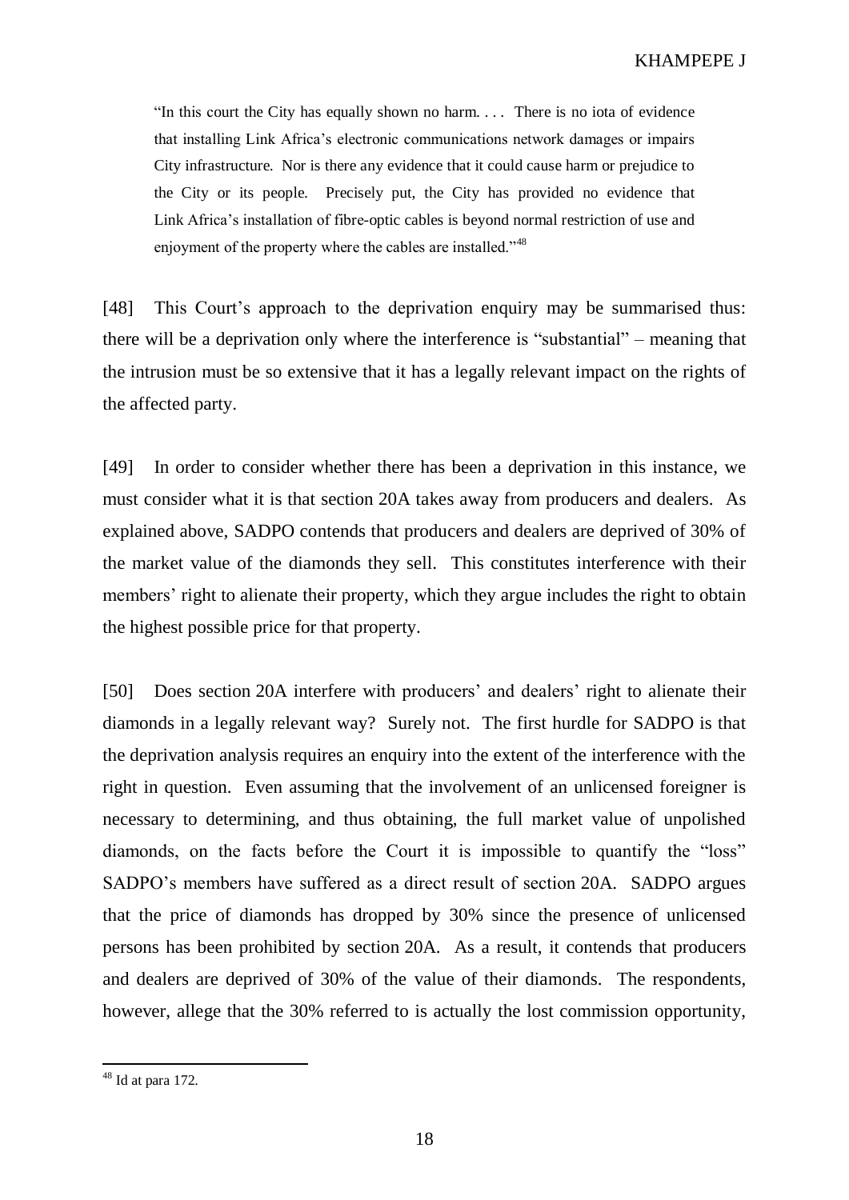> "In this court the City has equally shown no harm. . . . There is no iota of evidence that installing Link Africa's electronic communications network damages or impairs City infrastructure. Nor is there any evidence that it could cause harm or prejudice to the City or its people. Precisely put, the City has provided no evidence that Link Africa's installation of fibre-optic cables is beyond normal restriction of use and enjoyment of the property where the cables are installed."[48]

[48] This Court's approach to the deprivation enquiry may be summarised thus: there will be a deprivation only where the interference is "substantial" – meaning that the intrusion must be so extensive that it has a legally relevant impact on the rights of the affected party.

[49] In order to consider whether there has been a deprivation in this instance, we must consider what it is that section 20A takes away from producers and dealers. As explained above, SADPO contends that producers and dealers are deprived of 30% of the market value of the diamonds they sell. This constitutes interference with their members' right to alienate their property, which they argue includes the right to obtain the highest possible price for that property.

[50] Does section 20A interfere with producers' and dealers' right to alienate their diamonds in a legally relevant way? Surely not. The first hurdle for SADPO is that the deprivation analysis requires an enquiry into the extent of the interference with the right in question. Even assuming that the involvement of an unlicensed foreigner is necessary to determining, and thus obtaining, the full market value of unpolished diamonds, on the facts before the Court it is impossible to quantify the "loss" SADPO's members have suffered as a direct result of section 20A. SADPO argues that the price of diamonds has dropped by 30% since the presence of unlicensed persons has been prohibited by section 20A. As a result, it contends that producers and dealers are deprived of 30% of the value of their diamonds. The respondents, however, allege that the 30% referred to is actually the lost commission opportunity,

---

[48] Id at para 172.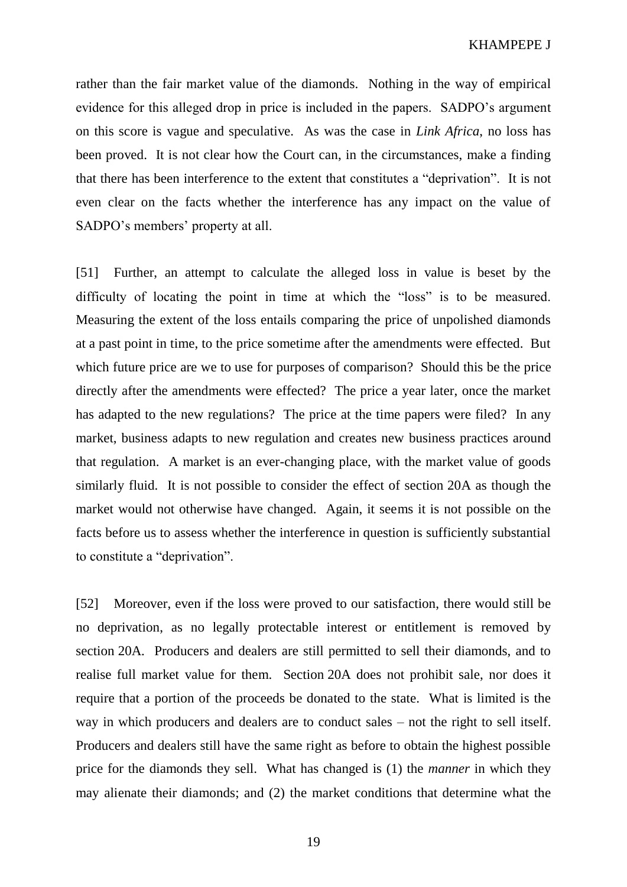rather than the fair market value of the diamonds. Nothing in the way of empirical evidence for this alleged drop in price is included in the papers. SADPO's argument on this score is vague and speculative. As was the case in *Link Africa*, no loss has been proved. It is not clear how the Court can, in the circumstances, make a finding that there has been interference to the extent that constitutes a "deprivation". It is not even clear on the facts whether the interference has any impact on the value of SADPO's members' property at all.

[51] Further, an attempt to calculate the alleged loss in value is beset by the difficulty of locating the point in time at which the "loss" is to be measured. Measuring the extent of the loss entails comparing the price of unpolished diamonds at a past point in time, to the price sometime after the amendments were effected. But which future price are we to use for purposes of comparison? Should this be the price directly after the amendments were effected? The price a year later, once the market has adapted to the new regulations? The price at the time papers were filed? In any market, business adapts to new regulation and creates new business practices around that regulation. A market is an ever-changing place, with the market value of goods similarly fluid. It is not possible to consider the effect of section 20A as though the market would not otherwise have changed. Again, it seems it is not possible on the facts before us to assess whether the interference in question is sufficiently substantial to constitute a "deprivation".

[52] Moreover, even if the loss were proved to our satisfaction, there would still be no deprivation, as no legally protectable interest or entitlement is removed by section 20A. Producers and dealers are still permitted to sell their diamonds, and to realise full market value for them. Section 20A does not prohibit sale, nor does it require that a portion of the proceeds be donated to the state. What is limited is the way in which producers and dealers are to conduct sales – not the right to sell itself. Producers and dealers still have the same right as before to obtain the highest possible price for the diamonds they sell. What has changed is (1) the *manner* in which they may alienate their diamonds; and (2) the market conditions that determine what the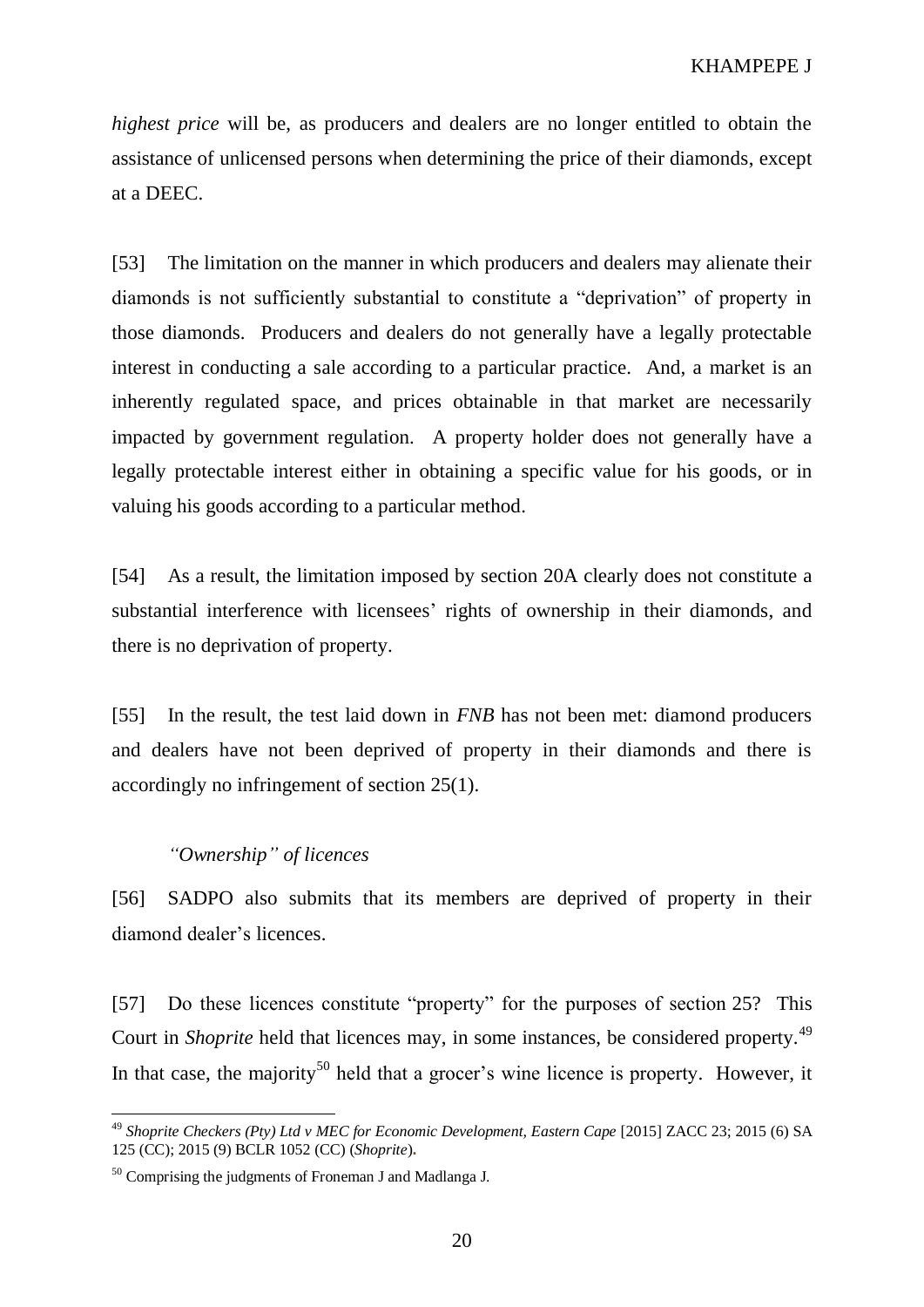*highest price* will be, as producers and dealers are no longer entitled to obtain the assistance of unlicensed persons when determining the price of their diamonds, except at a DEEC.

[53] The limitation on the manner in which producers and dealers may alienate their diamonds is not sufficiently substantial to constitute a "deprivation" of property in those diamonds. Producers and dealers do not generally have a legally protectable interest in conducting a sale according to a particular practice. And, a market is an inherently regulated space, and prices obtainable in that market are necessarily impacted by government regulation. A property holder does not generally have a legally protectable interest either in obtaining a specific value for his goods, or in valuing his goods according to a particular method.

[54] As a result, the limitation imposed by section 20A clearly does not constitute a substantial interference with licensees' rights of ownership in their diamonds, and there is no deprivation of property.

[55] In the result, the test laid down in *FNB* has not been met: diamond producers and dealers have not been deprived of property in their diamonds and there is accordingly no infringement of section 25(1).

*"Ownership" of licences*

[56] SADPO also submits that its members are deprived of property in their diamond dealer's licences.

[57] Do these licences constitute "property" for the purposes of section 25? This Court in *Shoprite* held that licences may, in some instances, be considered property.[49] In that case, the majority[50] held that a grocer's wine licence is property. However, it

---

[49] *Shoprite Checkers (Pty) Ltd v MEC for Economic Development, Eastern Cape* [2015] ZACC 23; 2015 (6) SA 125 (CC); 2015 (9) BCLR 1052 (CC) (*Shoprite*).

[50] Comprising the judgments of Froneman J and Madlanga J.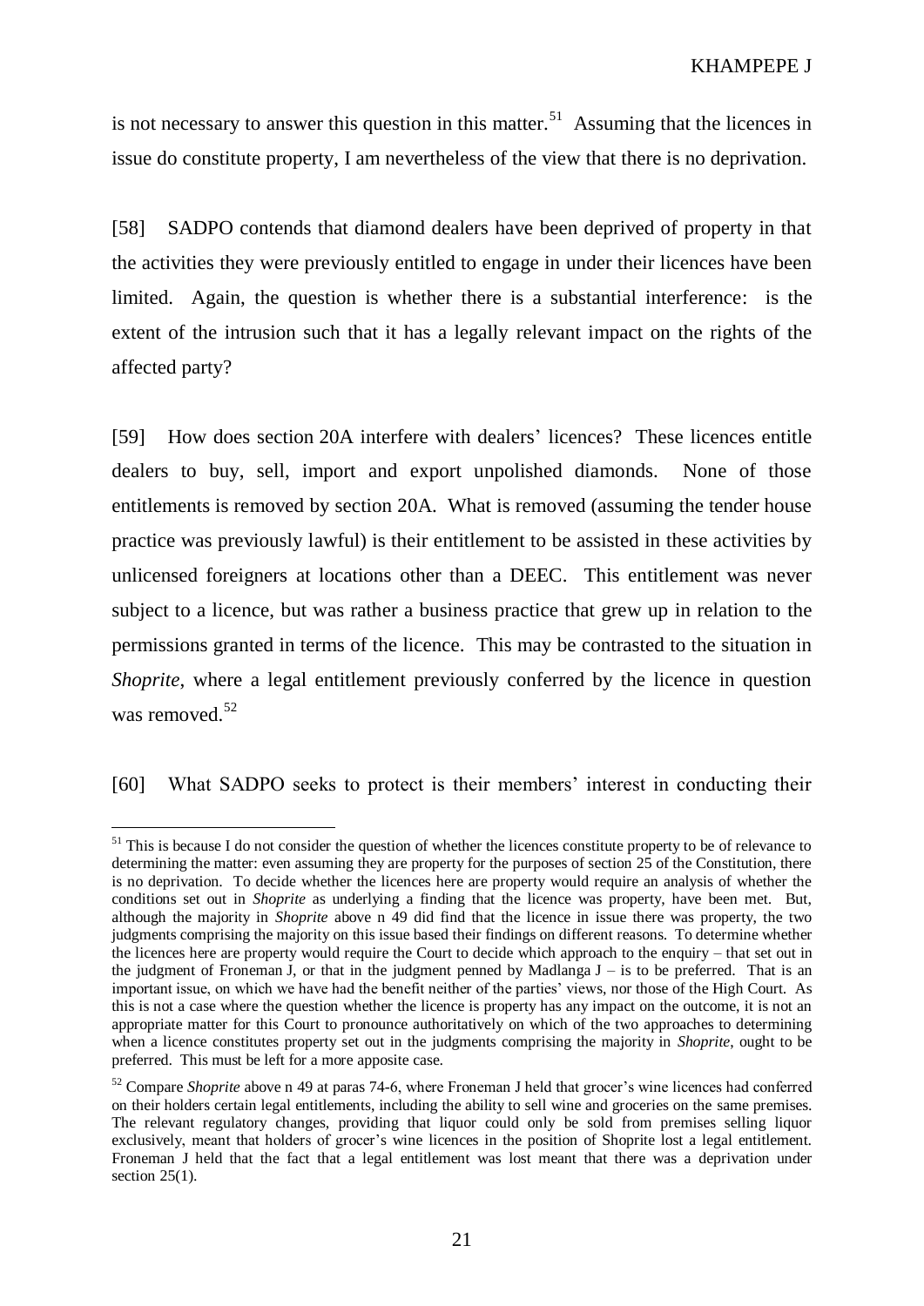is not necessary to answer this question in this matter.[51] Assuming that the licences in issue do constitute property, I am nevertheless of the view that there is no deprivation.

[58] SADPO contends that diamond dealers have been deprived of property in that the activities they were previously entitled to engage in under their licences have been limited. Again, the question is whether there is a substantial interference: is the extent of the intrusion such that it has a legally relevant impact on the rights of the affected party?

[59] How does section 20A interfere with dealers' licences? These licences entitle dealers to buy, sell, import and export unpolished diamonds. None of those entitlements is removed by section 20A. What is removed (assuming the tender house practice was previously lawful) is their entitlement to be assisted in these activities by unlicensed foreigners at locations other than a DEEC. This entitlement was never subject to a licence, but was rather a business practice that grew up in relation to the permissions granted in terms of the licence. This may be contrasted to the situation in *Shoprite*, where a legal entitlement previously conferred by the licence in question was removed.[52]

[60] What SADPO seeks to protect is their members' interest in conducting their

---

[51] This is because I do not consider the question of whether the licences constitute property to be of relevance to determining the matter: even assuming they are property for the purposes of section 25 of the Constitution, there is no deprivation. To decide whether the licences here are property would require an analysis of whether the conditions set out in *Shoprite* as underlying a finding that the licence was property, have been met. But, although the majority in *Shoprite* above n 49 did find that the licence in issue there was property, the two judgments comprising the majority on this issue based their findings on different reasons. To determine whether the licences here are property would require the Court to decide which approach to the enquiry – that set out in the judgment of Froneman J, or that in the judgment penned by Madlanga J – is to be preferred. That is an important issue, on which we have had the benefit neither of the parties' views, nor those of the High Court. As this is not a case where the question whether the licence is property has any impact on the outcome, it is not an appropriate matter for this Court to pronounce authoritatively on which of the two approaches to determining when a licence constitutes property set out in the judgments comprising the majority in *Shoprite*, ought to be preferred. This must be left for a more apposite case.

[52] Compare *Shoprite* above n 49 at paras 74-6, where Froneman J held that grocer's wine licences had conferred on their holders certain legal entitlements, including the ability to sell wine and groceries on the same premises. The relevant regulatory changes, providing that liquor could only be sold from premises selling liquor exclusively, meant that holders of grocer's wine licences in the position of Shoprite lost a legal entitlement. Froneman J held that the fact that a legal entitlement was lost meant that there was a deprivation under section 25(1).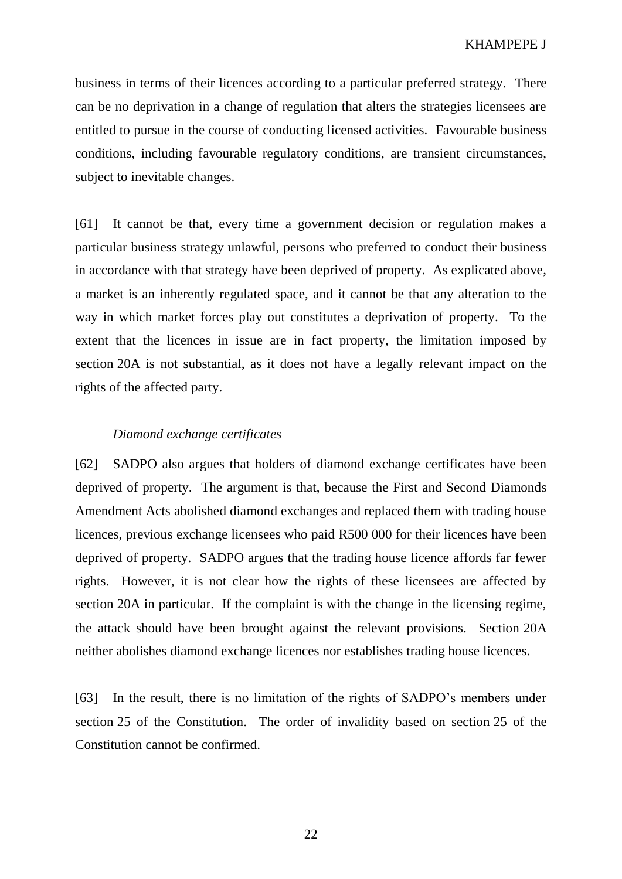business in terms of their licences according to a particular preferred strategy. There can be no deprivation in a change of regulation that alters the strategies licensees are entitled to pursue in the course of conducting licensed activities. Favourable business conditions, including favourable regulatory conditions, are transient circumstances, subject to inevitable changes.

[61] It cannot be that, every time a government decision or regulation makes a particular business strategy unlawful, persons who preferred to conduct their business in accordance with that strategy have been deprived of property. As explicated above, a market is an inherently regulated space, and it cannot be that any alteration to the way in which market forces play out constitutes a deprivation of property. To the extent that the licences in issue are in fact property, the limitation imposed by section 20A is not substantial, as it does not have a legally relevant impact on the rights of the affected party.

*Diamond exchange certificates*

[62] SADPO also argues that holders of diamond exchange certificates have been deprived of property. The argument is that, because the First and Second Diamonds Amendment Acts abolished diamond exchanges and replaced them with trading house licences, previous exchange licensees who paid R500 000 for their licences have been deprived of property. SADPO argues that the trading house licence affords far fewer rights. However, it is not clear how the rights of these licensees are affected by section 20A in particular. If the complaint is with the change in the licensing regime, the attack should have been brought against the relevant provisions. Section 20A neither abolishes diamond exchange licences nor establishes trading house licences.

[63] In the result, there is no limitation of the rights of SADPO's members under section 25 of the Constitution. The order of invalidity based on section 25 of the Constitution cannot be confirmed.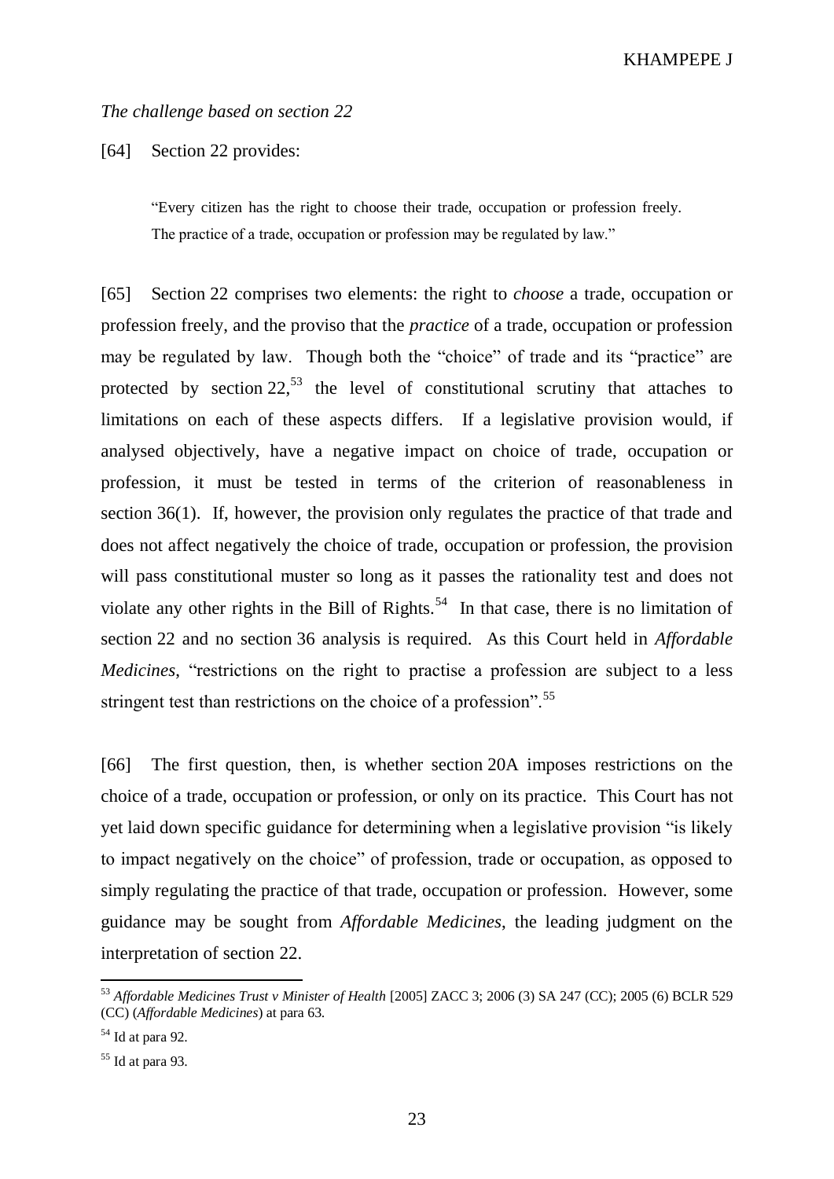*The challenge based on section 22*

[64] Section 22 provides:

> "Every citizen has the right to choose their trade, occupation or profession freely. The practice of a trade, occupation or profession may be regulated by law."

[65] Section 22 comprises two elements: the right to *choose* a trade, occupation or profession freely, and the proviso that the *practice* of a trade, occupation or profession may be regulated by law. Though both the "choice" of trade and its "practice" are protected by section 22,[53] the level of constitutional scrutiny that attaches to limitations on each of these aspects differs. If a legislative provision would, if analysed objectively, have a negative impact on choice of trade, occupation or profession, it must be tested in terms of the criterion of reasonableness in section 36(1). If, however, the provision only regulates the practice of that trade and does not affect negatively the choice of trade, occupation or profession, the provision will pass constitutional muster so long as it passes the rationality test and does not violate any other rights in the Bill of Rights.[54] In that case, there is no limitation of section 22 and no section 36 analysis is required. As this Court held in *Affordable Medicines*, "restrictions on the right to practise a profession are subject to a less stringent test than restrictions on the choice of a profession".[55]

[66] The first question, then, is whether section 20A imposes restrictions on the choice of a trade, occupation or profession, or only on its practice. This Court has not yet laid down specific guidance for determining when a legislative provision "is likely to impact negatively on the choice" of profession, trade or occupation, as opposed to simply regulating the practice of that trade, occupation or profession. However, some guidance may be sought from *Affordable Medicines*, the leading judgment on the interpretation of section 22.

---

[53] *Affordable Medicines Trust v Minister of Health* [2005] ZACC 3; 2006 (3) SA 247 (CC); 2005 (6) BCLR 529 (CC) (*Affordable Medicines*) at para 63.

[54] Id at para 92.

[55] Id at para 93.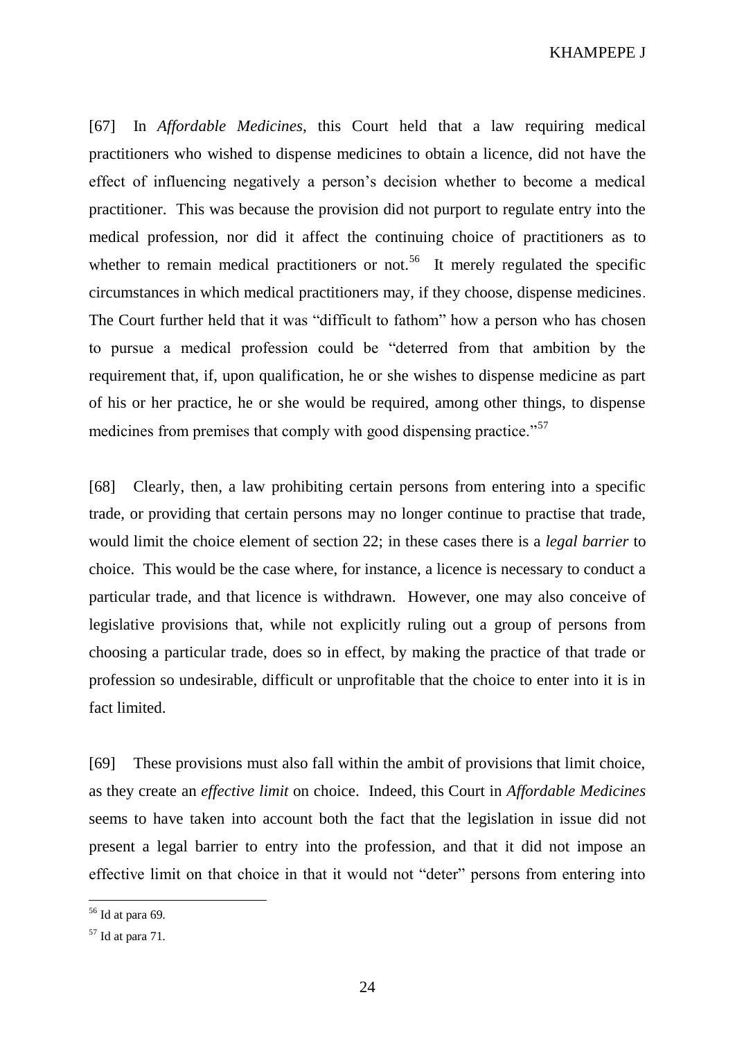[67] In *Affordable Medicines*, this Court held that a law requiring medical practitioners who wished to dispense medicines to obtain a licence, did not have the effect of influencing negatively a person's decision whether to become a medical practitioner. This was because the provision did not purport to regulate entry into the medical profession, nor did it affect the continuing choice of practitioners as to whether to remain medical practitioners or not.[56] It merely regulated the specific circumstances in which medical practitioners may, if they choose, dispense medicines. The Court further held that it was "difficult to fathom" how a person who has chosen to pursue a medical profession could be "deterred from that ambition by the requirement that, if, upon qualification, he or she wishes to dispense medicine as part of his or her practice, he or she would be required, among other things, to dispense medicines from premises that comply with good dispensing practice."[57]

[68] Clearly, then, a law prohibiting certain persons from entering into a specific trade, or providing that certain persons may no longer continue to practise that trade, would limit the choice element of section 22; in these cases there is a *legal barrier* to choice. This would be the case where, for instance, a licence is necessary to conduct a particular trade, and that licence is withdrawn. However, one may also conceive of legislative provisions that, while not explicitly ruling out a group of persons from choosing a particular trade, does so in effect, by making the practice of that trade or profession so undesirable, difficult or unprofitable that the choice to enter into it is in fact limited.

[69] These provisions must also fall within the ambit of provisions that limit choice, as they create an *effective limit* on choice. Indeed, this Court in *Affordable Medicines* seems to have taken into account both the fact that the legislation in issue did not present a legal barrier to entry into the profession, and that it did not impose an effective limit on that choice in that it would not "deter" persons from entering into

---

[56] Id at para 69.

[57] Id at para 71.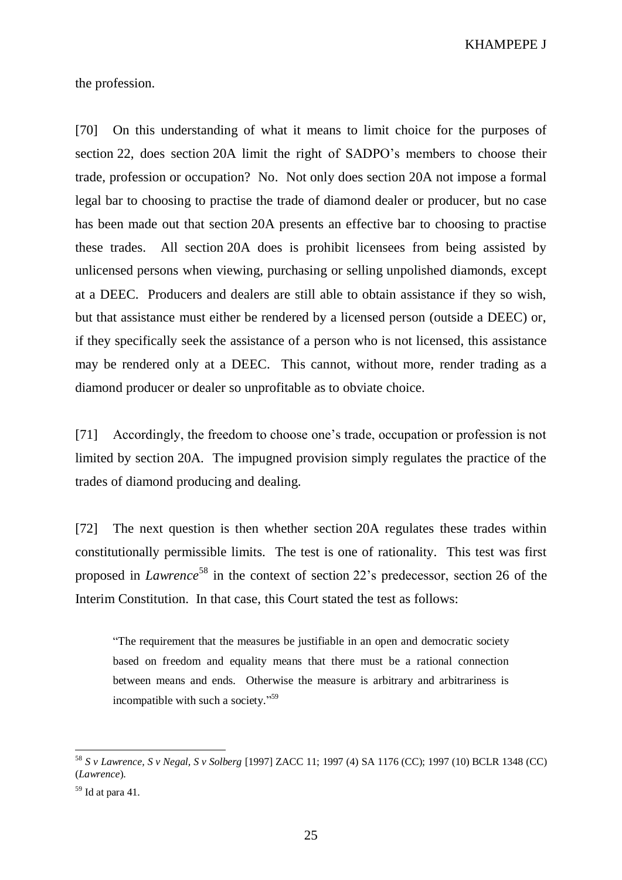the profession.

[70] On this understanding of what it means to limit choice for the purposes of section 22, does section 20A limit the right of SADPO's members to choose their trade, profession or occupation? No. Not only does section 20A not impose a formal legal bar to choosing to practise the trade of diamond dealer or producer, but no case has been made out that section 20A presents an effective bar to choosing to practise these trades. All section 20A does is prohibit licensees from being assisted by unlicensed persons when viewing, purchasing or selling unpolished diamonds, except at a DEEC. Producers and dealers are still able to obtain assistance if they so wish, but that assistance must either be rendered by a licensed person (outside a DEEC) or, if they specifically seek the assistance of a person who is not licensed, this assistance may be rendered only at a DEEC. This cannot, without more, render trading as a diamond producer or dealer so unprofitable as to obviate choice.

[71] Accordingly, the freedom to choose one's trade, occupation or profession is not limited by section 20A. The impugned provision simply regulates the practice of the trades of diamond producing and dealing.

[72] The next question is then whether section 20A regulates these trades within constitutionally permissible limits. The test is one of rationality. This test was first proposed in *Lawrence*[58] in the context of section 22's predecessor, section 26 of the Interim Constitution. In that case, this Court stated the test as follows:

> "The requirement that the measures be justifiable in an open and democratic society based on freedom and equality means that there must be a rational connection between means and ends. Otherwise the measure is arbitrary and arbitrariness is incompatible with such a society."[59]

---

[58] *S v Lawrence, S v Negal, S v Solberg* [1997] ZACC 11; 1997 (4) SA 1176 (CC); 1997 (10) BCLR 1348 (CC) (*Lawrence*).

[59] Id at para 41.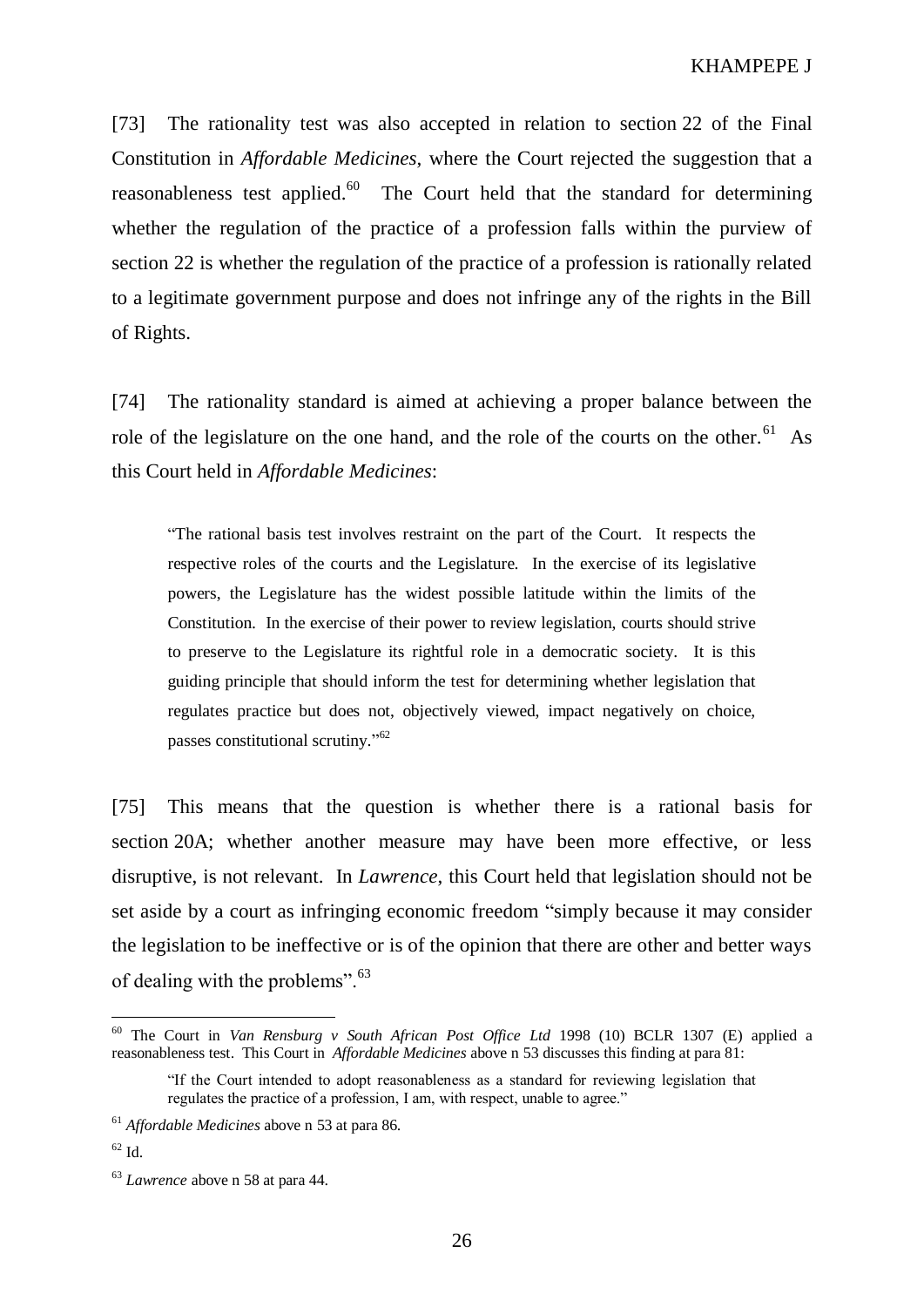[73] The rationality test was also accepted in relation to section 22 of the Final Constitution in *Affordable Medicines*, where the Court rejected the suggestion that a reasonableness test applied.[60] The Court held that the standard for determining whether the regulation of the practice of a profession falls within the purview of section 22 is whether the regulation of the practice of a profession is rationally related to a legitimate government purpose and does not infringe any of the rights in the Bill of Rights.

[74] The rationality standard is aimed at achieving a proper balance between the role of the legislature on the one hand, and the role of the courts on the other.[61] As this Court held in *Affordable Medicines*:

> "The rational basis test involves restraint on the part of the Court. It respects the respective roles of the courts and the Legislature. In the exercise of its legislative powers, the Legislature has the widest possible latitude within the limits of the Constitution. In the exercise of their power to review legislation, courts should strive to preserve to the Legislature its rightful role in a democratic society. It is this guiding principle that should inform the test for determining whether legislation that regulates practice but does not, objectively viewed, impact negatively on choice, passes constitutional scrutiny."[62]

[75] This means that the question is whether there is a rational basis for section 20A; whether another measure may have been more effective, or less disruptive, is not relevant. In *Lawrence*, this Court held that legislation should not be set aside by a court as infringing economic freedom "simply because it may consider the legislation to be ineffective or is of the opinion that there are other and better ways of dealing with the problems".[63]

---

[60] The Court in *Van Rensburg v South African Post Office Ltd* 1998 (10) BCLR 1307 (E) applied a reasonableness test. This Court in *Affordable Medicines* above n 53 discusses this finding at para 81:

> "If the Court intended to adopt reasonableness as a standard for reviewing legislation that regulates the practice of a profession, I am, with respect, unable to agree."

[61] *Affordable Medicines* above n 53 at para 86.

[62] Id.

[63] *Lawrence* above n 58 at para 44.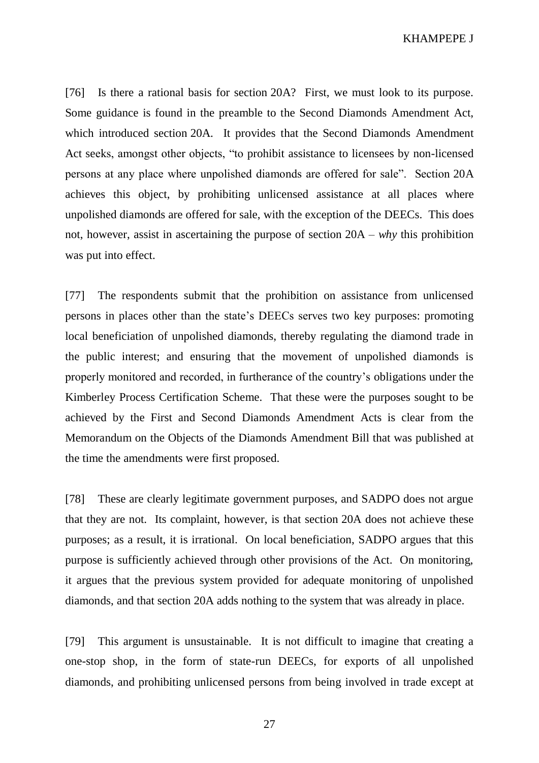[76] Is there a rational basis for section 20A? First, we must look to its purpose. Some guidance is found in the preamble to the Second Diamonds Amendment Act, which introduced section 20A. It provides that the Second Diamonds Amendment Act seeks, amongst other objects, "to prohibit assistance to licensees by non-licensed persons at any place where unpolished diamonds are offered for sale". Section 20A achieves this object, by prohibiting unlicensed assistance at all places where unpolished diamonds are offered for sale, with the exception of the DEECs. This does not, however, assist in ascertaining the purpose of section 20A – *why* this prohibition was put into effect.

[77] The respondents submit that the prohibition on assistance from unlicensed persons in places other than the state's DEECs serves two key purposes: promoting local beneficiation of unpolished diamonds, thereby regulating the diamond trade in the public interest; and ensuring that the movement of unpolished diamonds is properly monitored and recorded, in furtherance of the country's obligations under the Kimberley Process Certification Scheme. That these were the purposes sought to be achieved by the First and Second Diamonds Amendment Acts is clear from the Memorandum on the Objects of the Diamonds Amendment Bill that was published at the time the amendments were first proposed.

[78] These are clearly legitimate government purposes, and SADPO does not argue that they are not. Its complaint, however, is that section 20A does not achieve these purposes; as a result, it is irrational. On local beneficiation, SADPO argues that this purpose is sufficiently achieved through other provisions of the Act. On monitoring, it argues that the previous system provided for adequate monitoring of unpolished diamonds, and that section 20A adds nothing to the system that was already in place.

[79] This argument is unsustainable. It is not difficult to imagine that creating a one-stop shop, in the form of state-run DEECs, for exports of all unpolished diamonds, and prohibiting unlicensed persons from being involved in trade except at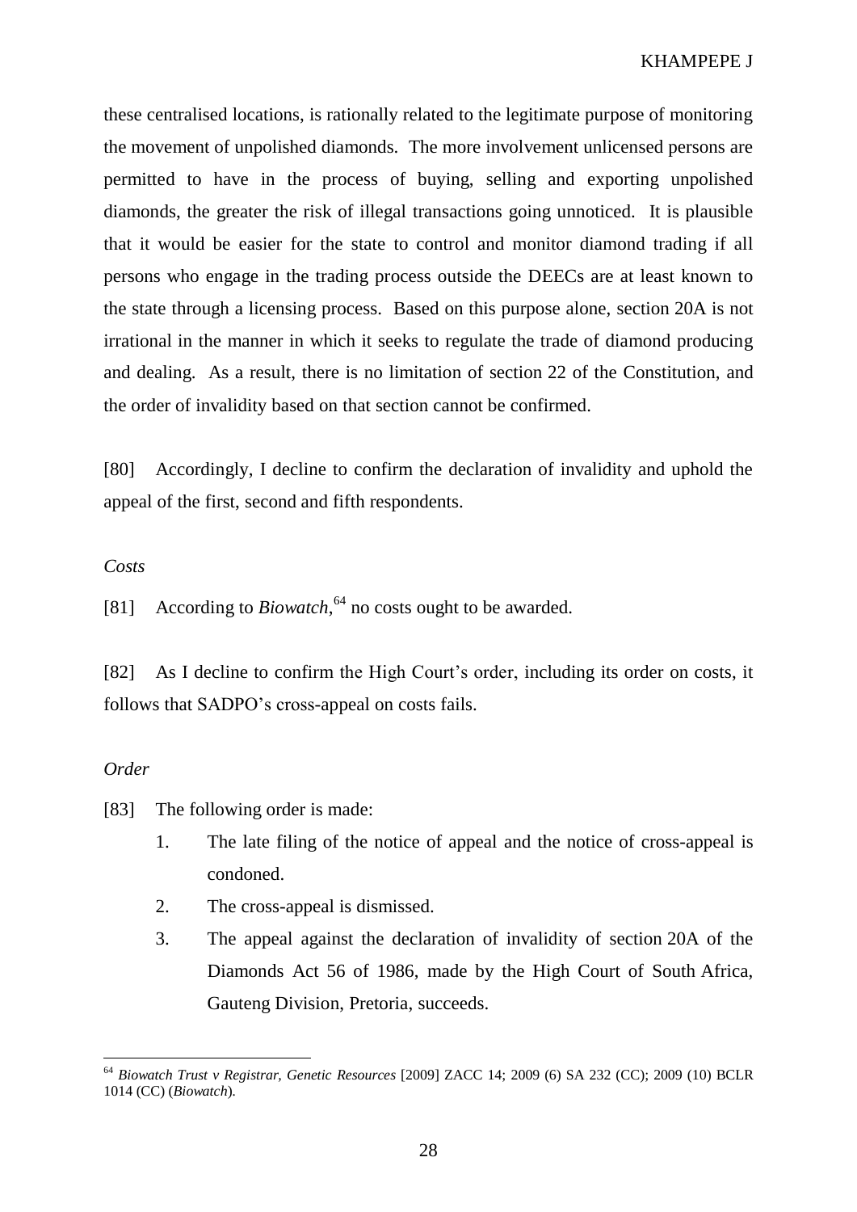these centralised locations, is rationally related to the legitimate purpose of monitoring the movement of unpolished diamonds. The more involvement unlicensed persons are permitted to have in the process of buying, selling and exporting unpolished diamonds, the greater the risk of illegal transactions going unnoticed. It is plausible that it would be easier for the state to control and monitor diamond trading if all persons who engage in the trading process outside the DEECs are at least known to the state through a licensing process. Based on this purpose alone, section 20A is not irrational in the manner in which it seeks to regulate the trade of diamond producing and dealing. As a result, there is no limitation of section 22 of the Constitution, and the order of invalidity based on that section cannot be confirmed.

[80] Accordingly, I decline to confirm the declaration of invalidity and uphold the appeal of the first, second and fifth respondents.

*Costs*

[81] According to *Biowatch*,[64] no costs ought to be awarded.

[82] As I decline to confirm the High Court's order, including its order on costs, it follows that SADPO's cross-appeal on costs fails.

*Order*

[83] The following order is made:

1. The late filing of the notice of appeal and the notice of cross-appeal is condoned.
2. The cross-appeal is dismissed.
3. The appeal against the declaration of invalidity of section 20A of the Diamonds Act 56 of 1986, made by the High Court of South Africa, Gauteng Division, Pretoria, succeeds.

---

[64] *Biowatch Trust v Registrar, Genetic Resources* [2009] ZACC 14; 2009 (6) SA 232 (CC); 2009 (10) BCLR 1014 (CC) (*Biowatch*).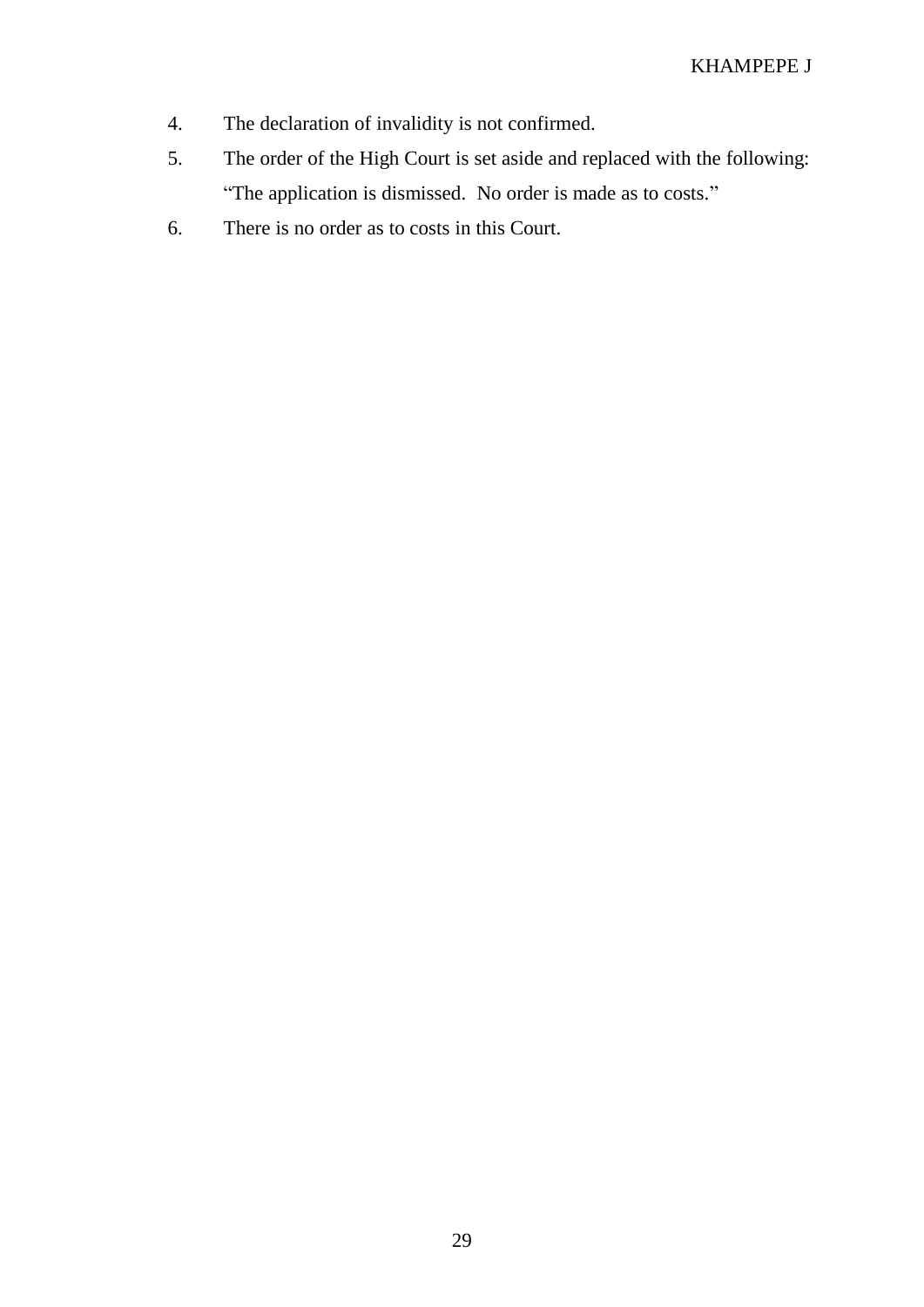4. The declaration of invalidity is not confirmed.
5. The order of the High Court is set aside and replaced with the following: "The application is dismissed. No order is made as to costs."
6. There is no order as to costs in this Court.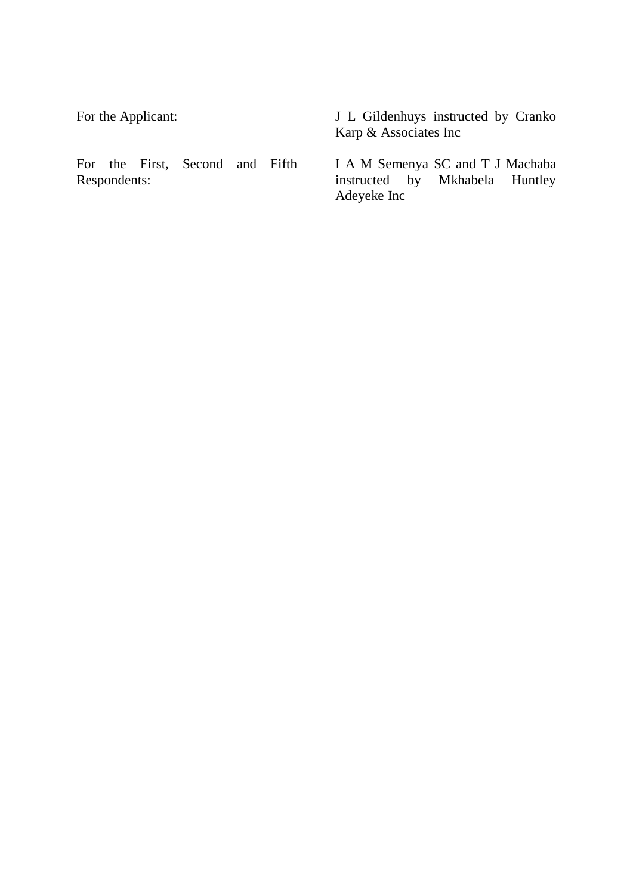| | |
|---|---|
| For the Applicant: | J L Gildenhuys instructed by Cranko Karp & Associates Inc |
| For the First, Second and Fifth Respondents: | I A M Semenya SC and T J Machaba instructed by Mkhabela Huntley Adeyeke Inc |